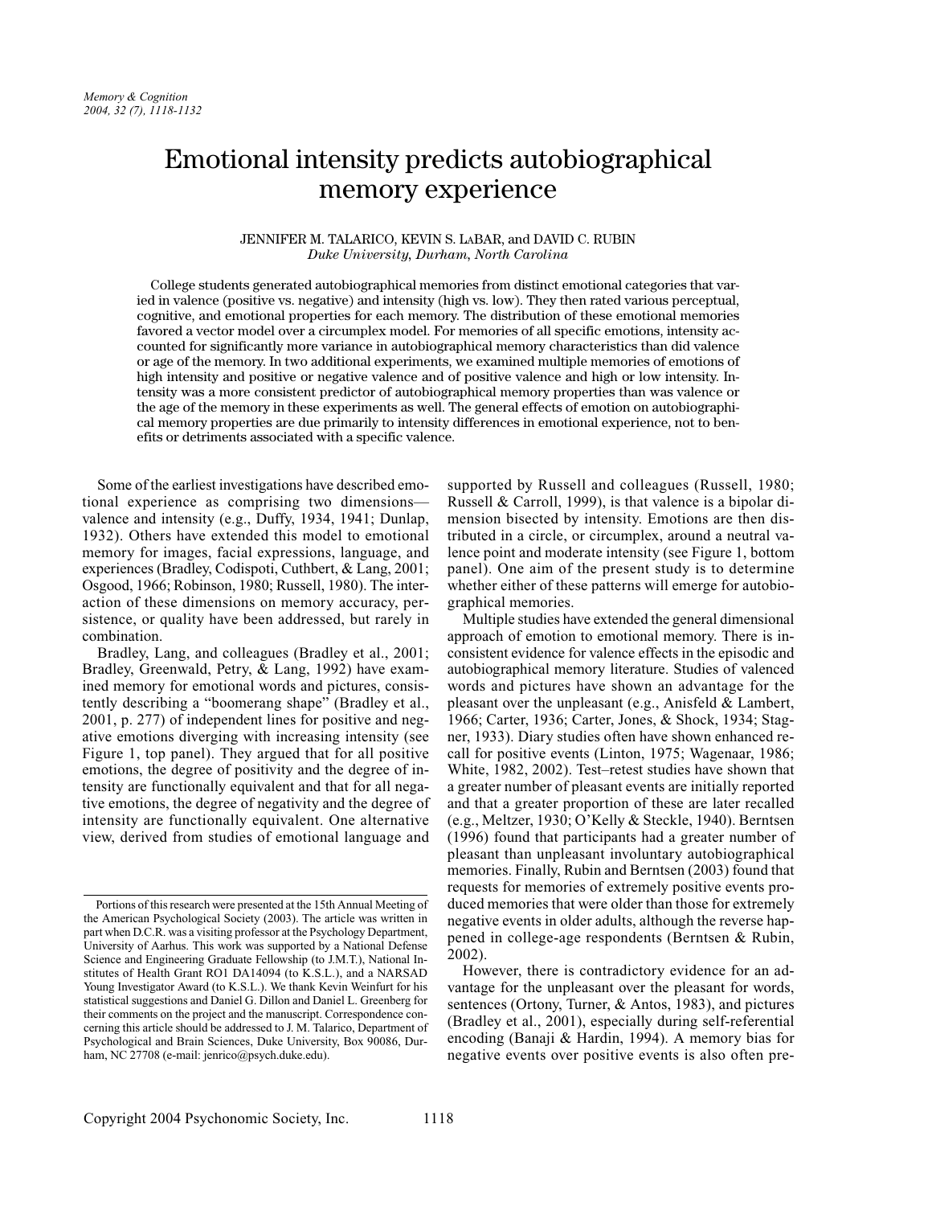# Emotional intensity predicts autobiographical memory experience

JENNIFER M. TALARICO, KEVIN S. LABAR, and DAVID C. RUBIN
*Duke University, Durham, North Carolina*

College students generated autobiographical memories from distinct emotional categories that varied in valence (positive vs. negative) and intensity (high vs. low). They then rated various perceptual, cognitive, and emotional properties for each memory. The distribution of these emotional memories favored a vector model over a circumplex model. For memories of all specific emotions, intensity accounted for significantly more variance in autobiographical memory characteristics than did valence or age of the memory. In two additional experiments, we examined multiple memories of emotions of high intensity and positive or negative valence and of positive valence and high or low intensity. Intensity was a more consistent predictor of autobiographical memory properties than was valence or the age of the memory in these experiments as well. The general effects of emotion on autobiographical memory properties are due primarily to intensity differences in emotional experience, not to benefits or detriments associated with a specific valence.

Some of the earliest investigations have described emotional experience as comprising two dimensions—valence and intensity (e.g., Duffy, 1934, 1941; Dunlap, 1932). Others have extended this model to emotional memory for images, facial expressions, language, and experiences (Bradley, Codispoti, Cuthbert, & Lang, 2001; Osgood, 1966; Robinson, 1980; Russell, 1980). The interaction of these dimensions on memory accuracy, persistence, or quality have been addressed, but rarely in combination.

Bradley, Lang, and colleagues (Bradley et al., 2001; Bradley, Greenwald, Petry, & Lang, 1992) have examined memory for emotional words and pictures, consistently describing a "boomerang shape" (Bradley et al., 2001, p. 277) of independent lines for positive and negative emotions diverging with increasing intensity (see Figure 1, top panel). They argued that for all positive emotions, the degree of positivity and the degree of intensity are functionally equivalent and that for all negative emotions, the degree of negativity and the degree of intensity are functionally equivalent. One alternative view, derived from studies of emotional language and supported by Russell and colleagues (Russell, 1980; Russell & Carroll, 1999), is that valence is a bipolar dimension bisected by intensity. Emotions are then distributed in a circle, or circumplex, around a neutral valence point and moderate intensity (see Figure 1, bottom panel). One aim of the present study is to determine whether either of these patterns will emerge for autobiographical memories.

Multiple studies have extended the general dimensional approach of emotion to emotional memory. There is inconsistent evidence for valence effects in the episodic and autobiographical memory literature. Studies of valenced words and pictures have shown an advantage for the pleasant over the unpleasant (e.g., Anisfeld & Lambert, 1966; Carter, 1936; Carter, Jones, & Shock, 1934; Stagner, 1933). Diary studies often have shown enhanced recall for positive events (Linton, 1975; Wagenaar, 1986; White, 1982, 2002). Test–retest studies have shown that a greater number of pleasant events are initially reported and that a greater proportion of these are later recalled (e.g., Meltzer, 1930; O'Kelly & Steckle, 1940). Berntsen (1996) found that participants had a greater number of pleasant than unpleasant involuntary autobiographical memories. Finally, Rubin and Berntsen (2003) found that requests for memories of extremely positive events produced memories that were older than those for extremely negative events in older adults, although the reverse happened in college-age respondents (Berntsen & Rubin, 2002).

However, there is contradictory evidence for an advantage for the unpleasant over the pleasant for words, sentences (Ortony, Turner, & Antos, 1983), and pictures (Bradley et al., 2001), especially during self-referential encoding (Banaji & Hardin, 1994). A memory bias for negative events over positive events is also often pre-

---

Portions of this research were presented at the 15th Annual Meeting of the American Psychological Society (2003). The article was written in part when D.C.R. was a visiting professor at the Psychology Department, University of Aarhus. This work was supported by a National Defense Science and Engineering Graduate Fellowship (to J.M.T.), National Institutes of Health Grant RO1 DA14094 (to K.S.L.), and a NARSAD Young Investigator Award (to K.S.L.). We thank Kevin Weinfurt for his statistical suggestions and Daniel G. Dillon and Daniel L. Greenberg for their comments on the project and the manuscript. Correspondence concerning this article should be addressed to J. M. Talarico, Department of Psychological and Brain Sciences, Duke University, Box 90086, Durham, NC 27708 (e-mail: jenrico@psych.duke.edu).

Copyright 2004 Psychonomic Society, Inc.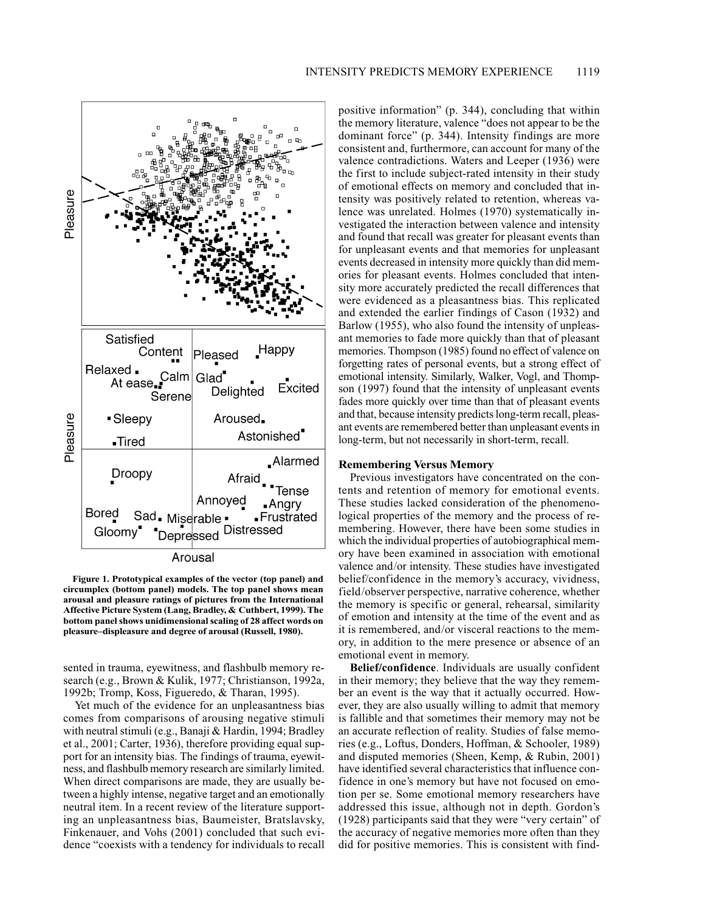Figure 1. Prototypical examples of the vector (top panel) and circumplex (bottom panel) models. The top panel shows mean arousal and pleasure ratings of pictures from the International Affective Picture System (Lang, Bradley, & Cuthbert, 1999). The bottom panel shows unidimensional scaling of 28 affect words on pleasure–displeasure and degree of arousal (Russell, 1980).

sented in trauma, eyewitness, and flashbulb memory research (e.g., Brown & Kulik, 1977; Christianson, 1992a, 1992b; Tromp, Koss, Figueredo, & Tharan, 1995).

Yet much of the evidence for an unpleasantness bias comes from comparisons of arousing negative stimuli with neutral stimuli (e.g., Banaji & Hardin, 1994; Bradley et al., 2001; Carter, 1936), therefore providing equal support for an intensity bias. The findings of trauma, eyewitness, and flashbulb memory research are similarly limited. When direct comparisons are made, they are usually between a highly intense, negative target and an emotionally neutral item. In a recent review of the literature supporting an unpleasantness bias, Baumeister, Bratslavsky, Finkenauer, and Vohs (2001) concluded that such evidence "coexists with a tendency for individuals to recall positive information" (p. 344), concluding that within the memory literature, valence "does not appear to be the dominant force" (p. 344). Intensity findings are more consistent and, furthermore, can account for many of the valence contradictions. Waters and Leeper (1936) were the first to include subject-rated intensity in their study of emotional effects on memory and concluded that intensity was positively related to retention, whereas valence was unrelated. Holmes (1970) systematically investigated the interaction between valence and intensity and found that recall was greater for pleasant events than for unpleasant events and that memories for unpleasant events decreased in intensity more quickly than did memories for pleasant events. Holmes concluded that intensity more accurately predicted the recall differences that were evidenced as a pleasantness bias. This replicated and extended the earlier findings of Cason (1932) and Barlow (1955), who also found the intensity of unpleasant memories to fade more quickly than that of pleasant memories. Thompson (1985) found no effect of valence on forgetting rates of personal events, but a strong effect of emotional intensity. Similarly, Walker, Vogl, and Thompson (1997) found that the intensity of unpleasant events fades more quickly over time than that of pleasant events and that, because intensity predicts long-term recall, pleasant events are remembered better than unpleasant events in long-term, but not necessarily in short-term, recall.

### Remembering Versus Memory

Previous investigators have concentrated on the contents and retention of memory for emotional events. These studies lacked consideration of the phenomenological properties of the memory and the process of remembering. However, there have been some studies in which the individual properties of autobiographical memory have been examined in association with emotional valence and/or intensity. These studies have investigated belief/confidence in the memory's accuracy, vividness, field/observer perspective, narrative coherence, whether the memory is specific or general, rehearsal, similarity of emotion and intensity at the time of the event and as it is remembered, and/or visceral reactions to the memory, in addition to the mere presence or absence of an emotional event in memory.

**Belief/confidence**. Individuals are usually confident in their memory; they believe that the way they remember an event is the way that it actually occurred. However, they are also usually willing to admit that memory is fallible and that sometimes their memory may not be an accurate reflection of reality. Studies of false memories (e.g., Loftus, Donders, Hoffman, & Schooler, 1989) and disputed memories (Sheen, Kemp, & Rubin, 2001) have identified several characteristics that influence confidence in one's memory but have not focused on emotion per se. Some emotional memory researchers have addressed this issue, although not in depth. Gordon's (1928) participants said that they were "very certain" of the accuracy of negative memories more often than they did for positive memories. This is consistent with find-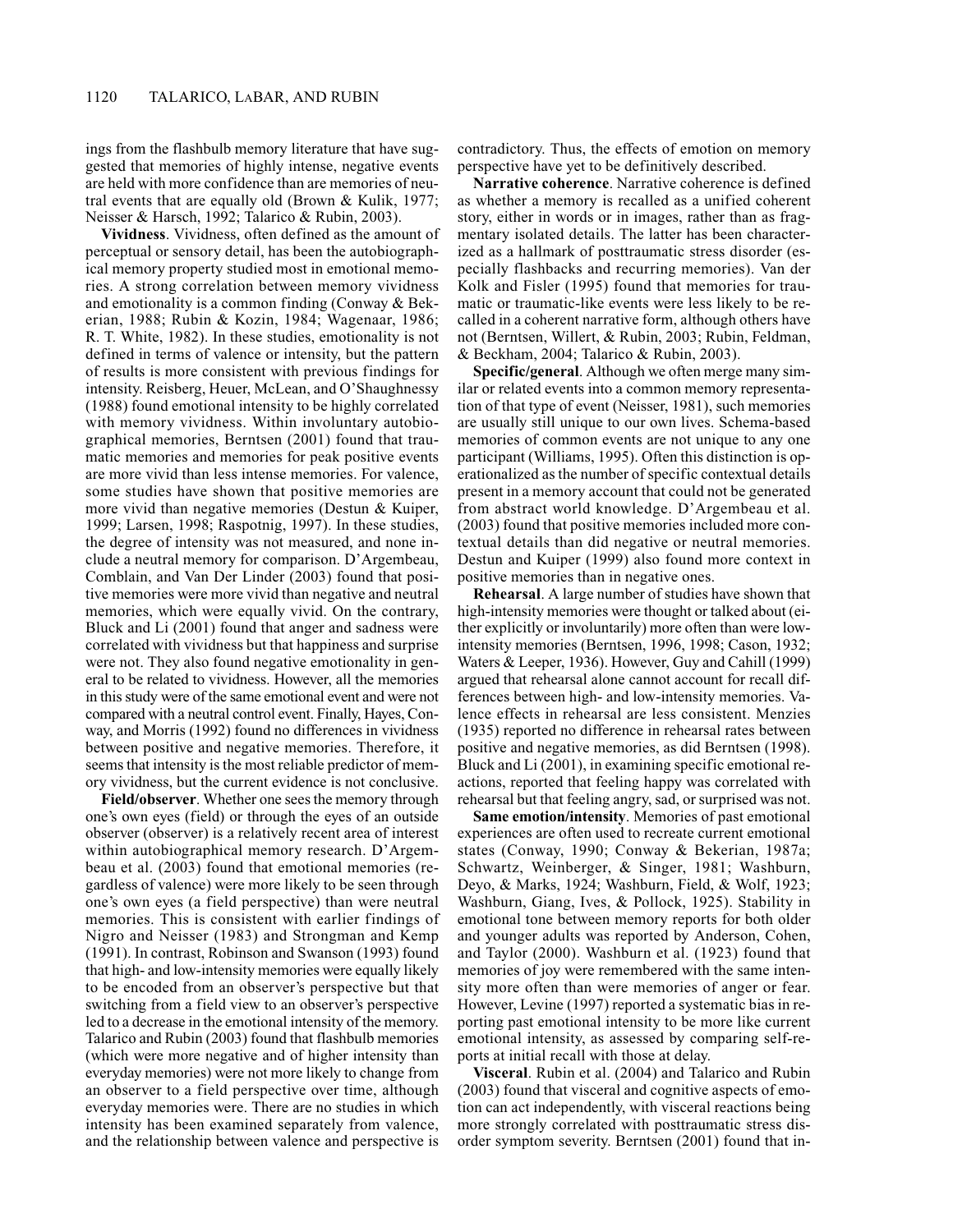ings from the flashbulb memory literature that have suggested that memories of highly intense, negative events are held with more confidence than are memories of neutral events that are equally old (Brown & Kulik, 1977; Neisser & Harsch, 1992; Talarico & Rubin, 2003).

**Vividness**. Vividness, often defined as the amount of perceptual or sensory detail, has been the autobiographical memory property studied most in emotional memories. A strong correlation between memory vividness and emotionality is a common finding (Conway & Bekerian, 1988; Rubin & Kozin, 1984; Wagenaar, 1986; R. T. White, 1982). In these studies, emotionality is not defined in terms of valence or intensity, but the pattern of results is more consistent with previous findings for intensity. Reisberg, Heuer, McLean, and O'Shaughnessy (1988) found emotional intensity to be highly correlated with memory vividness. Within involuntary autobiographical memories, Berntsen (2001) found that traumatic memories and memories for peak positive events are more vivid than less intense memories. For valence, some studies have shown that positive memories are more vivid than negative memories (Destun & Kuiper, 1999; Larsen, 1998; Raspotnig, 1997). In these studies, the degree of intensity was not measured, and none include a neutral memory for comparison. D'Argembeau, Comblain, and Van Der Linder (2003) found that positive memories were more vivid than negative and neutral memories, which were equally vivid. On the contrary, Bluck and Li (2001) found that anger and sadness were correlated with vividness but that happiness and surprise were not. They also found negative emotionality in general to be related to vividness. However, all the memories in this study were of the same emotional event and were not compared with a neutral control event. Finally, Hayes, Conway, and Morris (1992) found no differences in vividness between positive and negative memories. Therefore, it seems that intensity is the most reliable predictor of memory vividness, but the current evidence is not conclusive.

**Field/observer**. Whether one sees the memory through one's own eyes (field) or through the eyes of an outside observer (observer) is a relatively recent area of interest within autobiographical memory research. D'Argembeau et al. (2003) found that emotional memories (regardless of valence) were more likely to be seen through one's own eyes (a field perspective) than were neutral memories. This is consistent with earlier findings of Nigro and Neisser (1983) and Strongman and Kemp (1991). In contrast, Robinson and Swanson (1993) found that high- and low-intensity memories were equally likely to be encoded from an observer's perspective but that switching from a field view to an observer's perspective led to a decrease in the emotional intensity of the memory. Talarico and Rubin (2003) found that flashbulb memories (which were more negative and of higher intensity than everyday memories) were not more likely to change from an observer to a field perspective over time, although everyday memories were. There are no studies in which intensity has been examined separately from valence, and the relationship between valence and perspective is contradictory. Thus, the effects of emotion on memory perspective have yet to be definitively described.

**Narrative coherence**. Narrative coherence is defined as whether a memory is recalled as a unified coherent story, either in words or in images, rather than as fragmentary isolated details. The latter has been characterized as a hallmark of posttraumatic stress disorder (especially flashbacks and recurring memories). Van der Kolk and Fisler (1995) found that memories for traumatic or traumatic-like events were less likely to be recalled in a coherent narrative form, although others have not (Berntsen, Willert, & Rubin, 2003; Rubin, Feldman, & Beckham, 2004; Talarico & Rubin, 2003).

**Specific/general**. Although we often merge many similar or related events into a common memory representation of that type of event (Neisser, 1981), such memories are usually still unique to our own lives. Schema-based memories of common events are not unique to any one participant (Williams, 1995). Often this distinction is operationalized as the number of specific contextual details present in a memory account that could not be generated from abstract world knowledge. D'Argembeau et al. (2003) found that positive memories included more contextual details than did negative or neutral memories. Destun and Kuiper (1999) also found more context in positive memories than in negative ones.

**Rehearsal**. A large number of studies have shown that high-intensity memories were thought or talked about (either explicitly or involuntarily) more often than were low-intensity memories (Berntsen, 1996, 1998; Cason, 1932; Waters & Leeper, 1936). However, Guy and Cahill (1999) argued that rehearsal alone cannot account for recall differences between high- and low-intensity memories. Valence effects in rehearsal are less consistent. Menzies (1935) reported no difference in rehearsal rates between positive and negative memories, as did Berntsen (1998). Bluck and Li (2001), in examining specific emotional reactions, reported that feeling happy was correlated with rehearsal but that feeling angry, sad, or surprised was not.

**Same emotion/intensity**. Memories of past emotional experiences are often used to recreate current emotional states (Conway, 1990; Conway & Bekerian, 1987a; Schwartz, Weinberger, & Singer, 1981; Washburn, Deyo, & Marks, 1924; Washburn, Field, & Wolf, 1923; Washburn, Giang, Ives, & Pollock, 1925). Stability in emotional tone between memory reports for both older and younger adults was reported by Anderson, Cohen, and Taylor (2000). Washburn et al. (1923) found that memories of joy were remembered with the same intensity more often than were memories of anger or fear. However, Levine (1997) reported a systematic bias in reporting past emotional intensity to be more like current emotional intensity, as assessed by comparing self-reports at initial recall with those at delay.

**Visceral**. Rubin et al. (2004) and Talarico and Rubin (2003) found that visceral and cognitive aspects of emotion can act independently, with visceral reactions being more strongly correlated with posttraumatic stress disorder symptom severity. Berntsen (2001) found that in-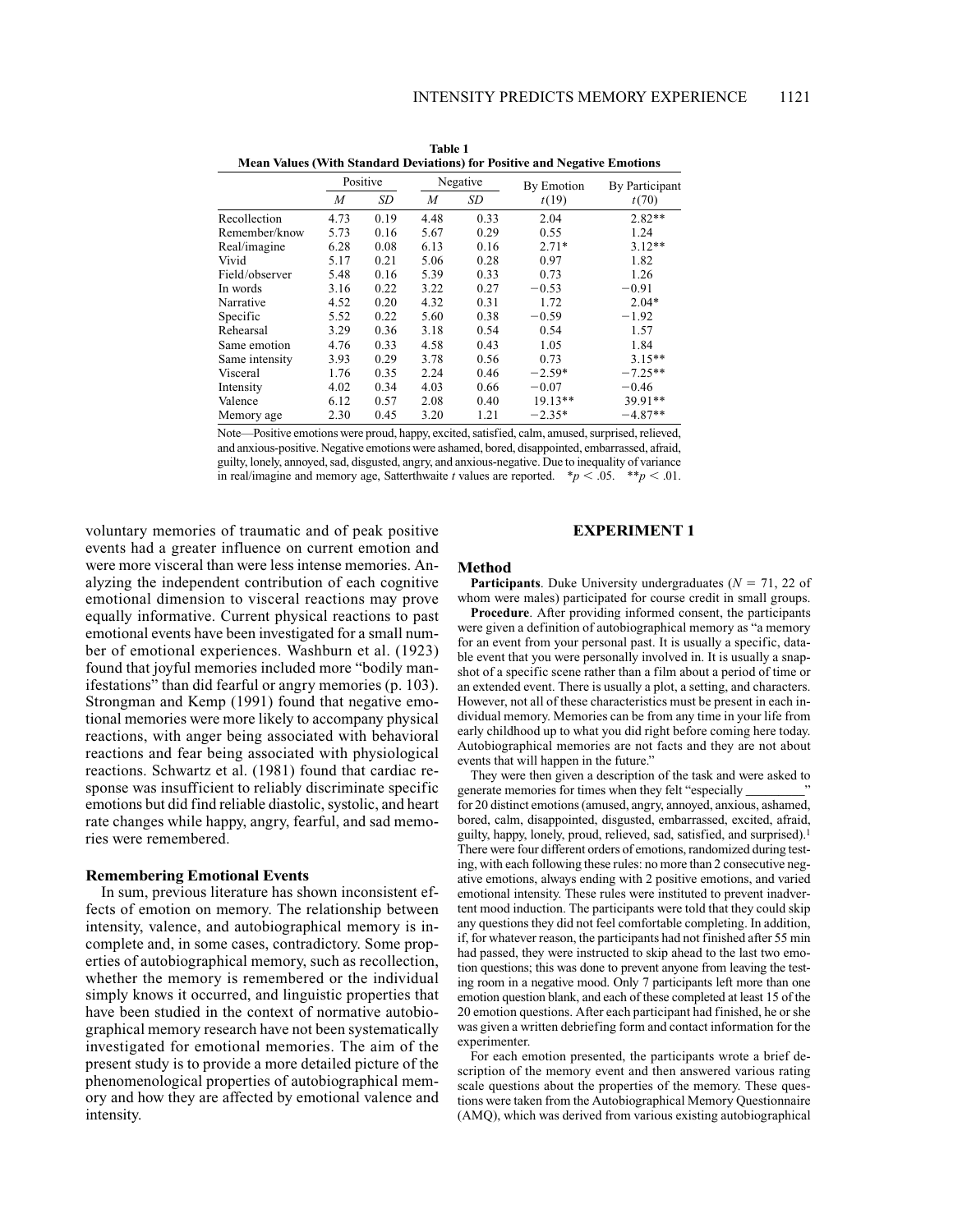**Table 1**
**Mean Values (With Standard Deviations) for Positive and Negative Emotions**

| | Positive | | Negative | | By Emotion | By Participant |
|---|---|---|---|---|---|---|
| | *M* | *SD* | *M* | *SD* | *t*(19) | *t*(70) |
| Recollection | 4.73 | 0.19 | 4.48 | 0.33 | 2.04 | 2.82** |
| Remember/know | 5.73 | 0.16 | 5.67 | 0.29 | 0.55 | 1.24 |
| Real/imagine | 6.28 | 0.08 | 6.13 | 0.16 | 2.71* | 3.12** |
| Vivid | 5.17 | 0.21 | 5.06 | 0.28 | 0.97 | 1.82 |
| Field/observer | 5.48 | 0.16 | 5.39 | 0.33 | 0.73 | 1.26 |
| In words | 3.16 | 0.22 | 3.22 | 0.27 | −0.53 | −0.91 |
| Narrative | 4.52 | 0.20 | 4.32 | 0.31 | 1.72 | 2.04* |
| Specific | 5.52 | 0.22 | 5.60 | 0.38 | −0.59 | −1.92 |
| Rehearsal | 3.29 | 0.36 | 3.18 | 0.54 | 0.54 | 1.57 |
| Same emotion | 4.76 | 0.33 | 4.58 | 0.43 | 1.05 | 1.84 |
| Same intensity | 3.93 | 0.29 | 3.78 | 0.56 | 0.73 | 3.15** |
| Visceral | 1.76 | 0.35 | 2.24 | 0.46 | −2.59* | −7.25** |
| Intensity | 4.02 | 0.34 | 4.03 | 0.66 | −0.07 | −0.46 |
| Valence | 6.12 | 0.57 | 2.08 | 0.40 | 19.13** | 39.91** |
| Memory age | 2.30 | 0.45 | 3.20 | 1.21 | −2.35* | −4.87** |

Note—Positive emotions were proud, happy, excited, satisfied, calm, amused, surprised, relieved, and anxious-positive. Negative emotions were ashamed, bored, disappointed, embarrassed, afraid, guilty, lonely, annoyed, sad, disgusted, angry, and anxious-negative. Due to inequality of variance in real/imagine and memory age, Satterthwaite *t* values are reported. $*p < .05$. $**p < .01$.

voluntary memories of traumatic and of peak positive events had a greater influence on current emotion and were more visceral than were less intense memories. Analyzing the independent contribution of each cognitive emotional dimension to visceral reactions may prove equally informative. Current physical reactions to past emotional events have been investigated for a small number of emotional experiences. Washburn et al. (1923) found that joyful memories included more "bodily manifestations" than did fearful or angry memories (p. 103). Strongman and Kemp (1991) found that negative emotional memories were more likely to accompany physical reactions, with anger being associated with behavioral reactions and fear being associated with physiological reactions. Schwartz et al. (1981) found that cardiac response was insufficient to reliably discriminate specific emotions but did find reliable diastolic, systolic, and heart rate changes while happy, angry, fearful, and sad memories were remembered.

### Remembering Emotional Events

In sum, previous literature has shown inconsistent effects of emotion on memory. The relationship between intensity, valence, and autobiographical memory is incomplete and, in some cases, contradictory. Some properties of autobiographical memory, such as recollection, whether the memory is remembered or the individual simply knows it occurred, and linguistic properties that have been studied in the context of normative autobiographical memory research have not been systematically investigated for emotional memories. The aim of the present study is to provide a more detailed picture of the phenomenological properties of autobiographical memory and how they are affected by emotional valence and intensity.

## EXPERIMENT 1

### Method

**Participants**. Duke University undergraduates ($N = 71$, 22 of whom were males) participated for course credit in small groups.

**Procedure**. After providing informed consent, the participants were given a definition of autobiographical memory as "a memory for an event from your personal past. It is usually a specific, datable event that you were personally involved in. It is usually a snapshot of a specific scene rather than a film about a period of time or an extended event. There is usually a plot, a setting, and characters. However, not all of these characteristics must be present in each individual memory. Memories can be from any time in your life from early childhood up to what you did right before coming here today. Autobiographical memories are not facts and they are not about events that will happen in the future."

They were then given a description of the task and were asked to generate memories for times when they felt "especially \_\_\_\_\_\_\_\_\_" for 20 distinct emotions (amused, angry, annoyed, anxious, ashamed, bored, calm, disappointed, disgusted, embarrassed, excited, afraid, guilty, happy, lonely, proud, relieved, sad, satisfied, and surprised).[1] There were four different orders of emotions, randomized during testing, with each following these rules: no more than 2 consecutive negative emotions, always ending with 2 positive emotions, and varied emotional intensity. These rules were instituted to prevent inadvertent mood induction. The participants were told that they could skip any questions they did not feel comfortable completing. In addition, if, for whatever reason, the participants had not finished after 55 min had passed, they were instructed to skip ahead to the last two emotion questions; this was done to prevent anyone from leaving the testing room in a negative mood. Only 7 participants left more than one emotion question blank, and each of these completed at least 15 of the 20 emotion questions. After each participant had finished, he or she was given a written debriefing form and contact information for the experimenter.

For each emotion presented, the participants wrote a brief description of the memory event and then answered various rating scale questions about the properties of the memory. These questions were taken from the Autobiographical Memory Questionnaire (AMQ), which was derived from various existing autobiographical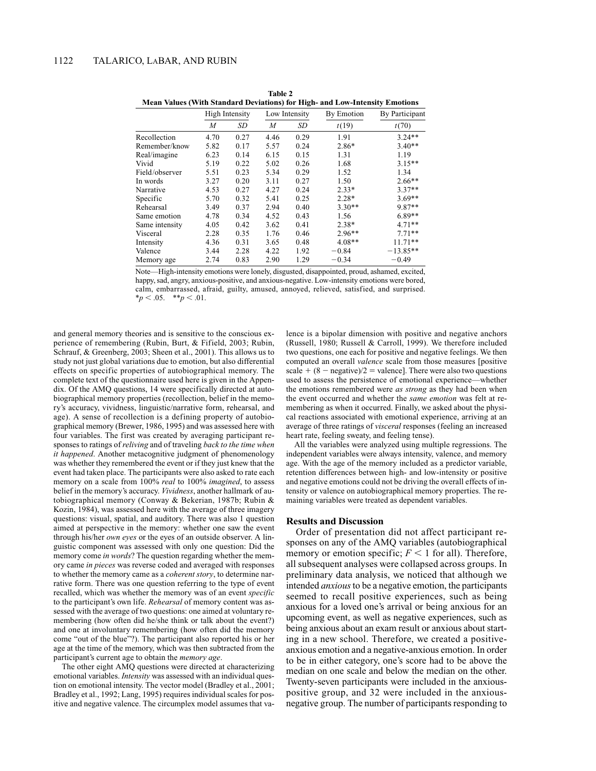**Table 2**
**Mean Values (With Standard Deviations) for High- and Low-Intensity Emotions**

| | High Intensity | | Low Intensity | | By Emotion | By Participant |
|---|---|---|---|---|---|---|
| | *M* | *SD* | *M* | *SD* | *t*(19) | *t*(70) |
| Recollection | 4.70 | 0.27 | 4.46 | 0.29 | 1.91 | 3.24** |
| Remember/know | 5.82 | 0.17 | 5.57 | 0.24 | 2.86* | 3.40** |
| Real/imagine | 6.23 | 0.14 | 6.15 | 0.15 | 1.31 | 1.19 |
| Vivid | 5.19 | 0.22 | 5.02 | 0.26 | 1.68 | 3.15** |
| Field/observer | 5.51 | 0.23 | 5.34 | 0.29 | 1.52 | 1.34 |
| In words | 3.27 | 0.20 | 3.11 | 0.27 | 1.50 | 2.66** |
| Narrative | 4.53 | 0.27 | 4.27 | 0.24 | 2.33* | 3.37** |
| Specific | 5.70 | 0.32 | 5.41 | 0.25 | 2.28* | 3.69** |
| Rehearsal | 3.49 | 0.37 | 2.94 | 0.40 | 3.30** | 9.87** |
| Same emotion | 4.78 | 0.34 | 4.52 | 0.43 | 1.56 | 6.89** |
| Same intensity | 4.05 | 0.42 | 3.62 | 0.41 | 2.38* | 4.71** |
| Visceral | 2.28 | 0.35 | 1.76 | 0.46 | 2.96** | 7.71** |
| Intensity | 4.36 | 0.31 | 3.65 | 0.48 | 4.08** | 11.71** |
| Valence | 3.44 | 2.28 | 4.22 | 1.92 | −0.84 | −13.85** |
| Memory age | 2.74 | 0.83 | 2.90 | 1.29 | −0.34 | −0.49 |

Note—High-intensity emotions were lonely, disgusted, disappointed, proud, ashamed, excited, happy, sad, angry, anxious-positive, and anxious-negative. Low-intensity emotions were bored, calm, embarrassed, afraid, guilty, amused, annoyed, relieved, satisfied, and surprised. *$p < .05$. **$p < .01$.

and general memory theories and is sensitive to the conscious experience of remembering (Rubin, Burt, & Fifield, 2003; Rubin, Schrauf, & Greenberg, 2003; Sheen et al., 2001). This allows us to study not just global variations due to emotion, but also differential effects on specific properties of autobiographical memory. The complete text of the questionnaire used here is given in the Appendix. Of the AMQ questions, 14 were specifically directed at autobiographical memory properties (recollection, belief in the memory's accuracy, vividness, linguistic/narrative form, rehearsal, and age). A sense of recollection is a defining property of autobiographical memory (Brewer, 1986, 1995) and was assessed here with four variables. The first was created by averaging participant responses to ratings of *reliving* and of traveling *back to the time when it happened*. Another metacognitive judgment of phenomenology was whether they remembered the event or if they just knew that the event had taken place. The participants were also asked to rate each memory on a scale from 100% *real* to 100% *imagined*, to assess belief in the memory's accuracy. *Vividness*, another hallmark of autobiographical memory (Conway & Bekerian, 1987b; Rubin & Kozin, 1984), was assessed here with the average of three imagery questions: visual, spatial, and auditory. There was also 1 question aimed at perspective in the memory: whether one saw the event through his/her *own eyes* or the eyes of an outside observer. A linguistic component was assessed with only one question: Did the memory come *in words*? The question regarding whether the memory came *in pieces* was reverse coded and averaged with responses to whether the memory came as a *coherent story*, to determine narrative form. There was one question referring to the type of event recalled, which was whether the memory was of an event *specific* to the participant's own life. *Rehearsal* of memory content was assessed with the average of two questions: one aimed at voluntary remembering (how often did he/she think or talk about the event?) and one at involuntary remembering (how often did the memory come "out of the blue"?). The participant also reported his or her age at the time of the memory, which was then subtracted from the participant's current age to obtain the *memory age*.

The other eight AMQ questions were directed at characterizing emotional variables. *Intensity* was assessed with an individual question on emotional intensity. The vector model (Bradley et al., 2001; Bradley et al., 1992; Lang, 1995) requires individual scales for positive and negative valence. The circumplex model assumes that valence is a bipolar dimension with positive and negative anchors (Russell, 1980; Russell & Carroll, 1999). We therefore included two questions, one each for positive and negative feelings. We then computed an overall *valence* scale from those measures [positive scale + (8 − negative)/2 = valence]. There were also two questions used to assess the persistence of emotional experience—whether the emotions remembered were *as strong* as they had been when the event occurred and whether the *same emotion* was felt at remembering as when it occurred. Finally, we asked about the physical reactions associated with emotional experience, arriving at an average of three ratings of *visceral* responses (feeling an increased heart rate, feeling sweaty, and feeling tense).

All the variables were analyzed using multiple regressions. The independent variables were always intensity, valence, and memory age. With the age of the memory included as a predictor variable, retention differences between high- and low-intensity or positive and negative emotions could not be driving the overall effects of intensity or valence on autobiographical memory properties. The remaining variables were treated as dependent variables.

## Results and Discussion

Order of presentation did not affect participant responses on any of the AMQ variables (autobiographical memory or emotion specific; $F < 1$ for all). Therefore, all subsequent analyses were collapsed across groups. In preliminary data analysis, we noticed that although we intended *anxious* to be a negative emotion, the participants seemed to recall positive experiences, such as being anxious for a loved one's arrival or being anxious for an upcoming event, as well as negative experiences, such as being anxious about an exam result or anxious about starting in a new school. Therefore, we created a positive-anxious emotion and a negative-anxious emotion. In order to be in either category, one's score had to be above the median on one scale and below the median on the other. Twenty-seven participants were included in the anxious-positive group, and 32 were included in the anxious-negative group. The number of participants responding to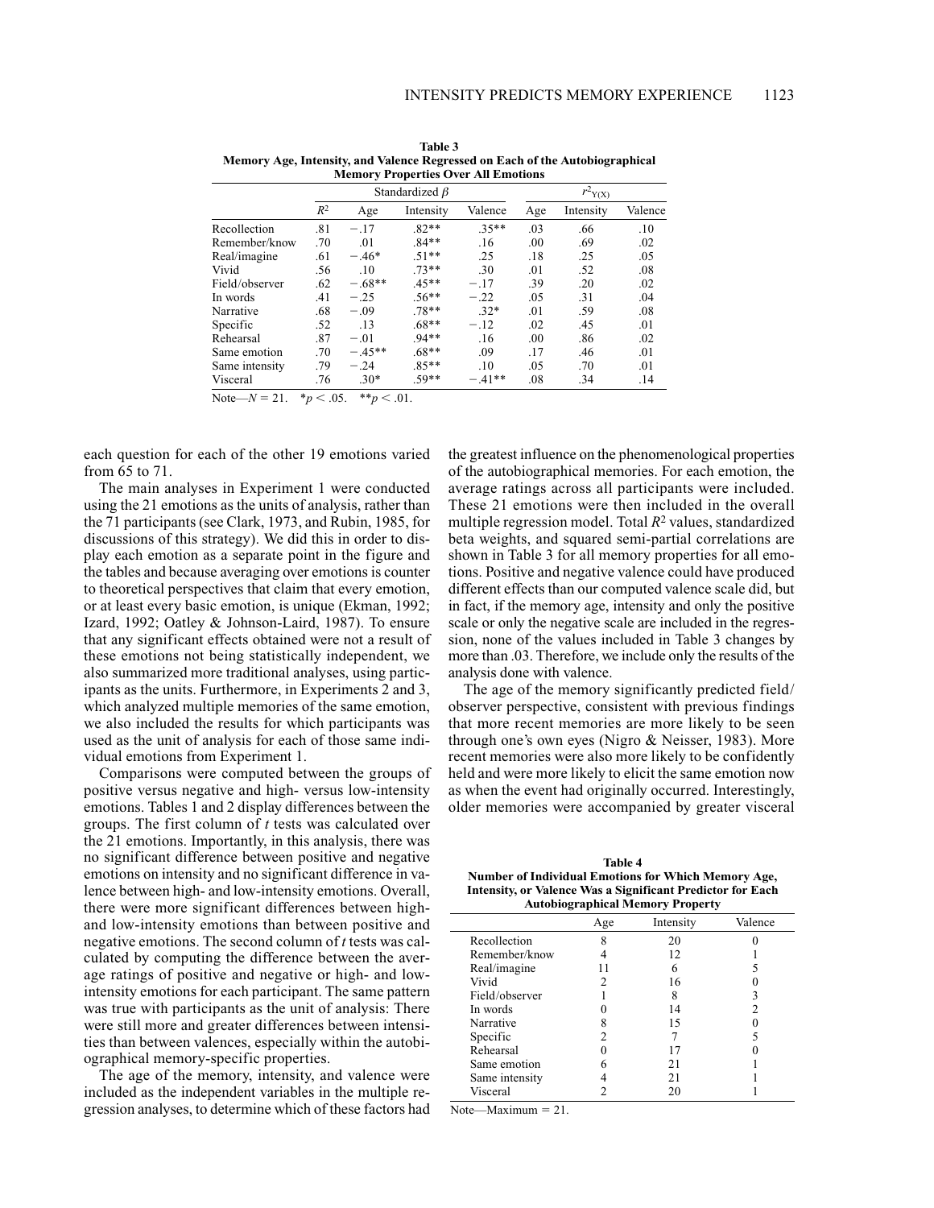**Table 3**
**Memory Age, Intensity, and Valence Regressed on Each of the Autobiographical Memory Properties Over All Emotions**

| | | Standardized $\beta$ | | | $r^2_{Y(X)}$ | | |
|---|---|---|---|---|---|---|---|
| | $R^2$ | Age | Intensity | Valence | Age | Intensity | Valence |
| Recollection | .81 | −.17 | .82** | .35** | .03 | .66 | .10 |
| Remember/know | .70 | .01 | .84** | .16 | .00 | .69 | .02 |
| Real/imagine | .61 | −.46* | .51** | .25 | .18 | .25 | .05 |
| Vivid | .56 | .10 | .73** | .30 | .01 | .52 | .08 |
| Field/observer | .62 | −.68** | .45** | −.17 | .39 | .20 | .02 |
| In words | .41 | −.25 | .56** | −.22 | .05 | .31 | .04 |
| Narrative | .68 | −.09 | .78** | .32* | .01 | .59 | .08 |
| Specific | .52 | .13 | .68** | −.12 | .02 | .45 | .01 |
| Rehearsal | .87 | −.01 | .94** | .16 | .00 | .86 | .02 |
| Same emotion | .70 | −.45** | .68** | .09 | .17 | .46 | .01 |
| Same intensity | .79 | −.24 | .85** | .10 | .05 | .70 | .01 |
| Visceral | .76 | .30* | .59** | −.41** | .08 | .34 | .14 |

Note—$N = 21$. $^*p < .05$. $^{**}p < .01$.

each question for each of the other 19 emotions varied from 65 to 71.

The main analyses in Experiment 1 were conducted using the 21 emotions as the units of analysis, rather than the 71 participants (see Clark, 1973, and Rubin, 1985, for discussions of this strategy). We did this in order to display each emotion as a separate point in the figure and the tables and because averaging over emotions is counter to theoretical perspectives that claim that every emotion, or at least every basic emotion, is unique (Ekman, 1992; Izard, 1992; Oatley & Johnson-Laird, 1987). To ensure that any significant effects obtained were not a result of these emotions not being statistically independent, we also summarized more traditional analyses, using participants as the units. Furthermore, in Experiments 2 and 3, which analyzed multiple memories of the same emotion, we also included the results for which participants was used as the unit of analysis for each of those same individual emotions from Experiment 1.

Comparisons were computed between the groups of positive versus negative and high- versus low-intensity emotions. Tables 1 and 2 display differences between the groups. The first column of *t* tests was calculated over the 21 emotions. Importantly, in this analysis, there was no significant difference between positive and negative emotions on intensity and no significant difference in valence between high- and low-intensity emotions. Overall, there were more significant differences between high- and low-intensity emotions than between positive and negative emotions. The second column of *t* tests was calculated by computing the difference between the average ratings of positive and negative or high- and low-intensity emotions for each participant. The same pattern was true with participants as the unit of analysis: There were still more and greater differences between intensities than between valences, especially within the autobiographical memory-specific properties.

The age of the memory, intensity, and valence were included as the independent variables in the multiple regression analyses, to determine which of these factors had the greatest influence on the phenomenological properties of the autobiographical memories. For each emotion, the average ratings across all participants were included. These 21 emotions were then included in the overall multiple regression model. Total $R^2$ values, standardized beta weights, and squared semi-partial correlations are shown in Table 3 for all memory properties for all emotions. Positive and negative valence could have produced different effects than our computed valence scale did, but in fact, if the memory age, intensity and only the positive scale or only the negative scale are included in the regression, none of the values included in Table 3 changes by more than .03. Therefore, we include only the results of the analysis done with valence.

The age of the memory significantly predicted field/observer perspective, consistent with previous findings that more recent memories are more likely to be seen through one's own eyes (Nigro & Neisser, 1983). More recent memories were also more likely to be confidently held and were more likely to elicit the same emotion now as when the event had originally occurred. Interestingly, older memories were accompanied by greater visceral

**Table 4**
**Number of Individual Emotions for Which Memory Age, Intensity, or Valence Was a Significant Predictor for Each Autobiographical Memory Property**

| | Age | Intensity | Valence |
|---|---|---|---|
| Recollection | 8 | 20 | 0 |
| Remember/know | 4 | 12 | 1 |
| Real/imagine | 11 | 6 | 5 |
| Vivid | 2 | 16 | 0 |
| Field/observer | 1 | 8 | 3 |
| In words | 0 | 14 | 2 |
| Narrative | 8 | 15 | 0 |
| Specific | 2 | 7 | 5 |
| Rehearsal | 0 | 17 | 0 |
| Same emotion | 6 | 21 | 1 |
| Same intensity | 4 | 21 | 1 |
| Visceral | 2 | 20 | 1 |

Note—Maximum = 21.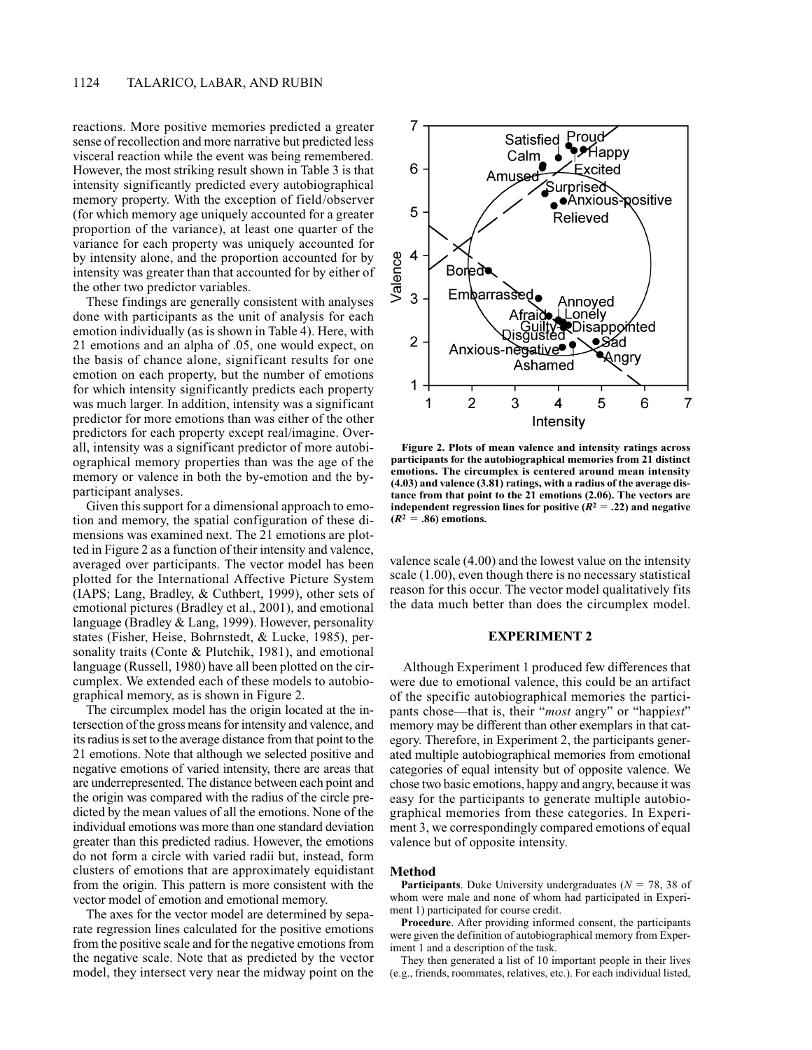reactions. More positive memories predicted a greater sense of recollection and more narrative but predicted less visceral reaction while the event was being remembered. However, the most striking result shown in Table 3 is that intensity significantly predicted every autobiographical memory property. With the exception of field/observer (for which memory age uniquely accounted for a greater proportion of the variance), at least one quarter of the variance for each property was uniquely accounted for by intensity alone, and the proportion accounted for by intensity was greater than that accounted for by either of the other two predictor variables.

These findings are generally consistent with analyses done with participants as the unit of analysis for each emotion individually (as is shown in Table 4). Here, with 21 emotions and an alpha of .05, one would expect, on the basis of chance alone, significant results for one emotion on each property, but the number of emotions for which intensity significantly predicts each property was much larger. In addition, intensity was a significant predictor for more emotions than was either of the other predictors for each property except real/imagine. Overall, intensity was a significant predictor of more autobiographical memory properties than was the age of the memory or valence in both the by-emotion and the by-participant analyses.

Given this support for a dimensional approach to emotion and memory, the spatial configuration of these dimensions was examined next. The 21 emotions are plotted in Figure 2 as a function of their intensity and valence, averaged over participants. The vector model has been plotted for the International Affective Picture System (IAPS; Lang, Bradley, & Cuthbert, 1999), other sets of emotional pictures (Bradley et al., 2001), and emotional language (Bradley & Lang, 1999). However, personality states (Fisher, Heise, Bohrnstedt, & Lucke, 1985), personality traits (Conte & Plutchik, 1981), and emotional language (Russell, 1980) have all been plotted on the circumplex. We extended each of these models to autobiographical memory, as is shown in Figure 2.

The circumplex model has the origin located at the intersection of the gross means for intensity and valence, and its radius is set to the average distance from that point to the 21 emotions. Note that although we selected positive and negative emotions of varied intensity, there are areas that are underrepresented. The distance between each point and the origin was compared with the radius of the circle predicted by the mean values of all the emotions. None of the individual emotions was more than one standard deviation greater than this predicted radius. However, the emotions do not form a circle with varied radii but, instead, form clusters of emotions that are approximately equidistant from the origin. This pattern is more consistent with the vector model of emotion and emotional memory.

The axes for the vector model are determined by separate regression lines calculated for the positive emotions from the positive scale and for the negative emotions from the negative scale. Note that as predicted by the vector model, they intersect very near the midway point on the valence scale (4.00) and the lowest value on the intensity scale (1.00), even though there is no necessary statistical reason for this occur. The vector model qualitatively fits the data much better than does the circumplex model.

**Figure 2. Plots of mean valence and intensity ratings across participants for the autobiographical memories from 21 distinct emotions. The circumplex is centered around mean intensity (4.03) and valence (3.81) ratings, with a radius of the average distance from that point to the 21 emotions (2.06). The vectors are independent regression lines for positive ($R^2$ = .22) and negative ($R^2$ = .86) emotions.**

## EXPERIMENT 2

Although Experiment 1 produced few differences that were due to emotional valence, this could be an artifact of the specific autobiographical memories the participants chose—that is, their "*most* angry" or "happi*est*" memory may be different than other exemplars in that category. Therefore, in Experiment 2, the participants generated multiple autobiographical memories from emotional categories of equal intensity but of opposite valence. We chose two basic emotions, happy and angry, because it was easy for the participants to generate multiple autobiographical memories from these categories. In Experiment 3, we correspondingly compared emotions of equal valence but of opposite intensity.

### Method

**Participants**. Duke University undergraduates ($N$ = 78, 38 of whom were male and none of whom had participated in Experiment 1) participated for course credit.

**Procedure**. After providing informed consent, the participants were given the definition of autobiographical memory from Experiment 1 and a description of the task.

They then generated a list of 10 important people in their lives (e.g., friends, roommates, relatives, etc.). For each individual listed,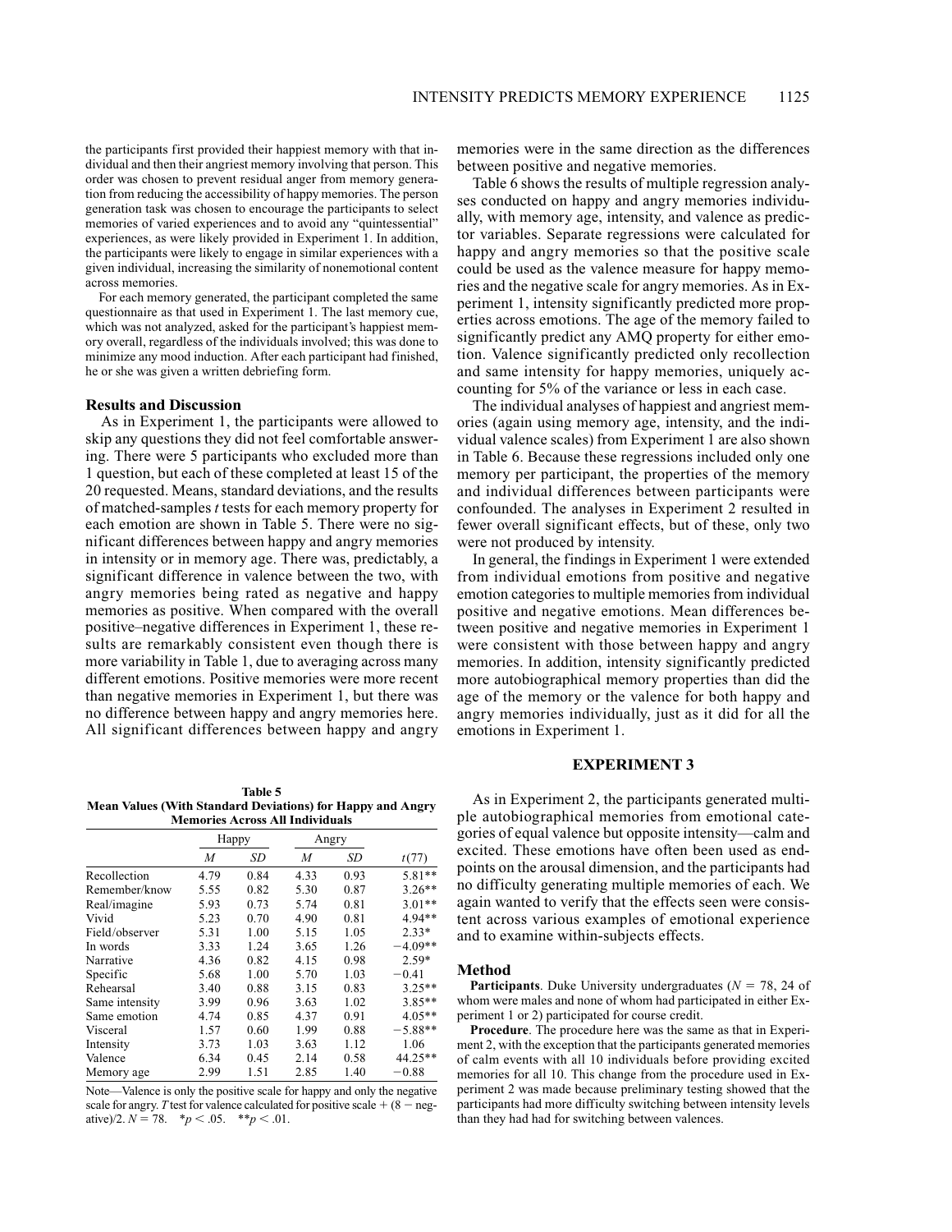the participants first provided their happiest memory with that individual and then their angriest memory involving that person. This order was chosen to prevent residual anger from memory generation from reducing the accessibility of happy memories. The person generation task was chosen to encourage the participants to select memories of varied experiences and to avoid any "quintessential" experiences, as were likely provided in Experiment 1. In addition, the participants were likely to engage in similar experiences with a given individual, increasing the similarity of nonemotional content across memories.

For each memory generated, the participant completed the same questionnaire as that used in Experiment 1. The last memory cue, which was not analyzed, asked for the participant's happiest memory overall, regardless of the individuals involved; this was done to minimize any mood induction. After each participant had finished, he or she was given a written debriefing form.

### Results and Discussion

As in Experiment 1, the participants were allowed to skip any questions they did not feel comfortable answering. There were 5 participants who excluded more than 1 question, but each of these completed at least 15 of the 20 requested. Means, standard deviations, and the results of matched-samples *t* tests for each memory property for each emotion are shown in Table 5. There were no significant differences between happy and angry memories in intensity or in memory age. There was, predictably, a significant difference in valence between the two, with angry memories being rated as negative and happy memories as positive. When compared with the overall positive–negative differences in Experiment 1, these results are remarkably consistent even though there is more variability in Table 1, due to averaging across many different emotions. Positive memories were more recent than negative memories in Experiment 1, but there was no difference between happy and angry memories here. All significant differences between happy and angry memories were in the same direction as the differences between positive and negative memories.

**Table 5**
**Mean Values (With Standard Deviations) for Happy and Angry Memories Across All Individuals**

| | Happy | | Angry | | |
|---|---|---|---|---|---|
| | *M* | *SD* | *M* | *SD* | $t(77)$ |
| Recollection | 4.79 | 0.84 | 4.33 | 0.93 | 5.81** |
| Remember/know | 5.55 | 0.82 | 5.30 | 0.87 | 3.26** |
| Real/imagine | 5.93 | 0.73 | 5.74 | 0.81 | 3.01** |
| Vivid | 5.23 | 0.70 | 4.90 | 0.81 | 4.94** |
| Field/observer | 5.31 | 1.00 | 5.15 | 1.05 | 2.33* |
| In words | 3.33 | 1.24 | 3.65 | 1.26 | −4.09** |
| Narrative | 4.36 | 0.82 | 4.15 | 0.98 | 2.59* |
| Specific | 5.68 | 1.00 | 5.70 | 1.03 | −0.41 |
| Rehearsal | 3.40 | 0.88 | 3.15 | 0.83 | 3.25** |
| Same intensity | 3.99 | 0.96 | 3.63 | 1.02 | 3.85** |
| Same emotion | 4.74 | 0.85 | 4.37 | 0.91 | 4.05** |
| Visceral | 1.57 | 0.60 | 1.99 | 0.88 | −5.88** |
| Intensity | 3.73 | 1.03 | 3.63 | 1.12 | 1.06 |
| Valence | 6.34 | 0.45 | 2.14 | 0.58 | 44.25** |
| Memory age | 2.99 | 1.51 | 2.85 | 1.40 | −0.88 |

Note—Valence is only the positive scale for happy and only the negative scale for angry. *T* test for valence calculated for positive scale + (8 − negative)/2. $N = 78$. *$p < .05$. **$p < .01$.

Table 6 shows the results of multiple regression analyses conducted on happy and angry memories individually, with memory age, intensity, and valence as predictor variables. Separate regressions were calculated for happy and angry memories so that the positive scale could be used as the valence measure for happy memories and the negative scale for angry memories. As in Experiment 1, intensity significantly predicted more properties across emotions. The age of the memory failed to significantly predict any AMQ property for either emotion. Valence significantly predicted only recollection and same intensity for happy memories, uniquely accounting for 5% of the variance or less in each case.

The individual analyses of happiest and angriest memories (again using memory age, intensity, and the individual valence scales) from Experiment 1 are also shown in Table 6. Because these regressions included only one memory per participant, the properties of the memory and individual differences between participants were confounded. The analyses in Experiment 2 resulted in fewer overall significant effects, but of these, only two were not produced by intensity.

In general, the findings in Experiment 1 were extended from individual emotions from positive and negative emotion categories to multiple memories from individual positive and negative emotions. Mean differences between positive and negative memories in Experiment 1 were consistent with those between happy and angry memories. In addition, intensity significantly predicted more autobiographical memory properties than did the age of the memory or the valence for both happy and angry memories individually, just as it did for all the emotions in Experiment 1.

## EXPERIMENT 3

As in Experiment 2, the participants generated multiple autobiographical memories from emotional categories of equal valence but opposite intensity—calm and excited. These emotions have often been used as endpoints on the arousal dimension, and the participants had no difficulty generating multiple memories of each. We again wanted to verify that the effects seen were consistent across various examples of emotional experience and to examine within-subjects effects.

### Method

**Participants**. Duke University undergraduates ($N = 78$, 24 of whom were males and none of whom had participated in either Experiment 1 or 2) participated for course credit.

**Procedure**. The procedure here was the same as that in Experiment 2, with the exception that the participants generated memories of calm events with all 10 individuals before providing excited memories for all 10. This change from the procedure used in Experiment 2 was made because preliminary testing showed that the participants had more difficulty switching between intensity levels than they had had for switching between valences.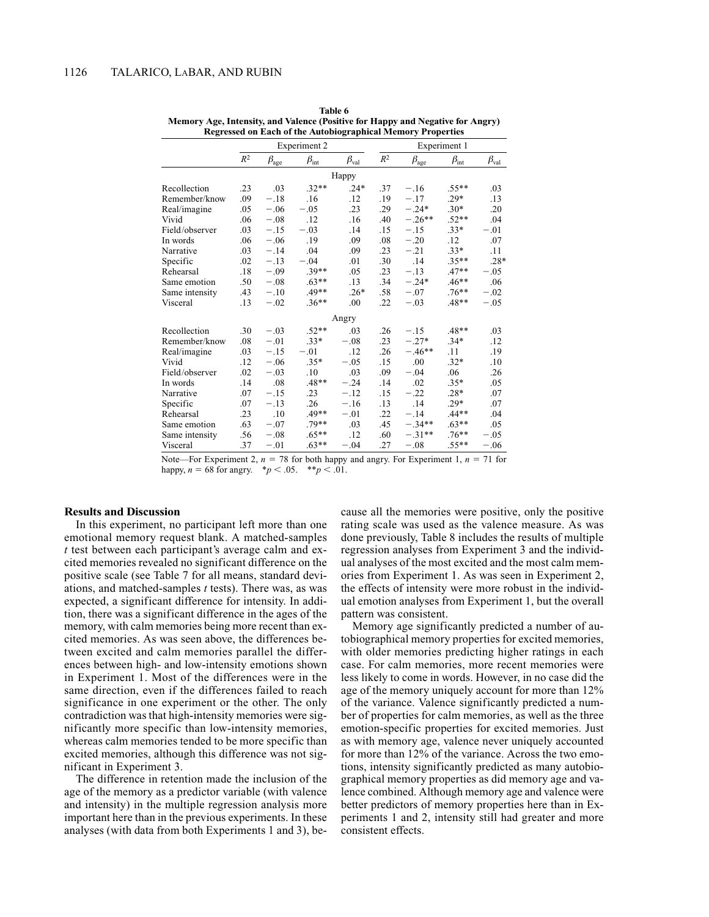**Table 6**
**Memory Age, Intensity, and Valence (Positive for Happy and Negative for Angry) Regressed on Each of the Autobiographical Memory Properties**

| | Experiment 2 | | | | Experiment 1 | | | |
|---|---|---|---|---|---|---|---|---|
| | $R^2$ | $\beta_{\text{age}}$ | $\beta_{\text{int}}$ | $\beta_{\text{val}}$ | $R^2$ | $\beta_{\text{age}}$ | $\beta_{\text{int}}$ | $\beta_{\text{val}}$ |
| **Happy** | | | | | | | | |
| Recollection | .23 | .03 | .32** | .24* | .37 | −.16 | .55** | .03 |
| Remember/know | .09 | −.18 | .16 | .12 | .19 | −.17 | .29* | .13 |
| Real/imagine | .05 | −.06 | −.05 | .23 | .29 | −.24* | .30* | .20 |
| Vivid | .06 | −.08 | .12 | .16 | .40 | −.26** | .52** | .04 |
| Field/observer | .03 | −.15 | −.03 | .14 | .15 | −.15 | .33* | −.01 |
| In words | .06 | −.06 | .19 | .09 | .08 | −.20 | .12 | .07 |
| Narrative | .03 | −.14 | .04 | .09 | .23 | −.21 | .33* | .11 |
| Specific | .02 | −.13 | −.04 | .01 | .30 | .14 | .35** | .28* |
| Rehearsal | .18 | −.09 | .39** | .05 | .23 | −.13 | .47** | −.05 |
| Same emotion | .50 | −.08 | .63** | .13 | .34 | −.24* | .46** | .06 |
| Same intensity | .43 | −.10 | .49** | .26* | .58 | −.07 | .76** | −.02 |
| Visceral | .13 | −.02 | .36** | .00 | .22 | −.03 | .48** | −.05 |
| **Angry** | | | | | | | | |
| Recollection | .30 | −.03 | .52** | .03 | .26 | −.15 | .48** | .03 |
| Remember/know | .08 | −.01 | .33* | −.08 | .23 | −.27* | .34* | .12 |
| Real/imagine | .03 | −.15 | −.01 | .12 | .26 | −.46** | .11 | .19 |
| Vivid | .12 | −.06 | .35* | −.05 | .15 | .00 | .32* | .10 |
| Field/observer | .02 | −.03 | .10 | .03 | .09 | −.04 | .06 | .26 |
| In words | .14 | .08 | .48** | −.24 | .14 | .02 | .35* | .05 |
| Narrative | .07 | −.15 | .23 | −.12 | .15 | −.22 | .28* | .07 |
| Specific | .07 | −.13 | .26 | −.16 | .13 | .14 | .29* | .07 |
| Rehearsal | .23 | .10 | .49** | −.01 | .22 | −.14 | .44** | .04 |
| Same emotion | .63 | −.07 | .79** | .03 | .45 | −.34** | .63** | .05 |
| Same intensity | .56 | −.08 | .65** | .12 | .60 | −.31** | .76** | −.05 |
| Visceral | .37 | −.01 | .63** | −.04 | .27 | −.08 | .55** | −.06 |

Note—For Experiment 2, $n = 78$ for both happy and angry. For Experiment 1, $n = 71$ for happy, $n = 68$ for angry. $^*p < .05$. $^{**}p < .01$.

### Results and Discussion

In this experiment, no participant left more than one emotional memory request blank. A matched-samples *t* test between each participant's average calm and excited memories revealed no significant difference on the positive scale (see Table 7 for all means, standard deviations, and matched-samples *t* tests). There was, as was expected, a significant difference for intensity. In addition, there was a significant difference in the ages of the memory, with calm memories being more recent than excited memories. As was seen above, the differences between excited and calm memories parallel the differences between high- and low-intensity emotions shown in Experiment 1. Most of the differences were in the same direction, even if the differences failed to reach significance in one experiment or the other. The only contradiction was that high-intensity memories were significantly more specific than low-intensity memories, whereas calm memories tended to be more specific than excited memories, although this difference was not significant in Experiment 3.

The difference in retention made the inclusion of the age of the memory as a predictor variable (with valence and intensity) in the multiple regression analysis more important here than in the previous experiments. In these analyses (with data from both Experiments 1 and 3), because all the memories were positive, only the positive rating scale was used as the valence measure. As was done previously, Table 8 includes the results of multiple regression analyses from Experiment 3 and the individual analyses of the most excited and the most calm memories from Experiment 1. As was seen in Experiment 2, the effects of intensity were more robust in the individual emotion analyses from Experiment 1, but the overall pattern was consistent.

Memory age significantly predicted a number of autobiographical memory properties for excited memories, with older memories predicting higher ratings in each case. For calm memories, more recent memories were less likely to come in words. However, in no case did the age of the memory uniquely account for more than 12% of the variance. Valence significantly predicted a number of properties for calm memories, as well as the three emotion-specific properties for excited memories. Just as with memory age, valence never uniquely accounted for more than 12% of the variance. Across the two emotions, intensity significantly predicted as many autobiographical memory properties as did memory age and valence combined. Although memory age and valence were better predictors of memory properties here than in Experiments 1 and 2, intensity still had greater and more consistent effects.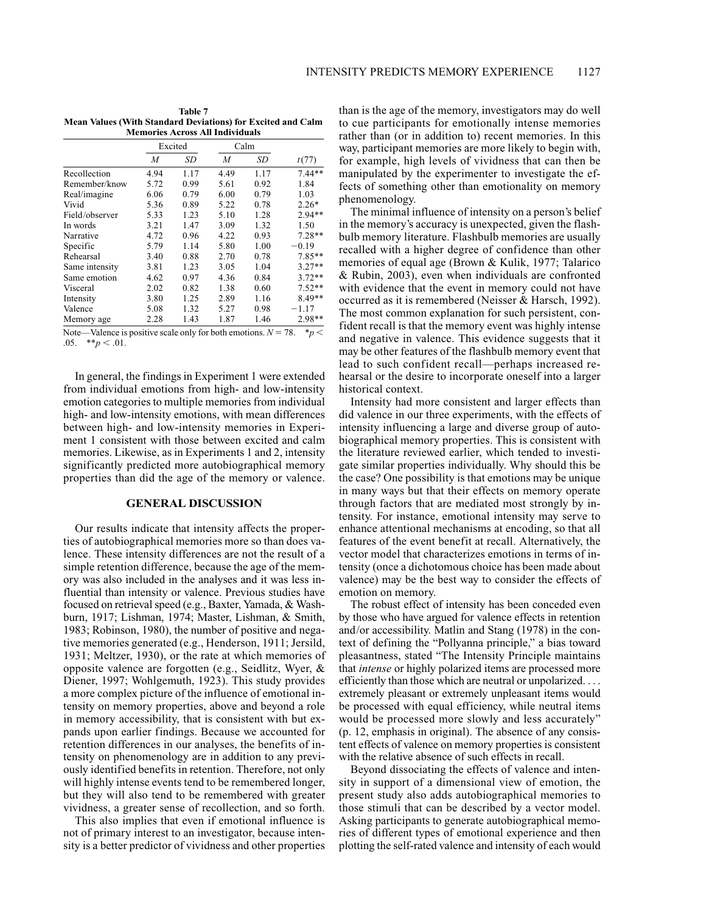**Table 7**
**Mean Values (With Standard Deviations) for Excited and Calm Memories Across All Individuals**

| | Excited | | Calm | | |
|---|---|---|---|---|---|
| | *M* | *SD* | *M* | *SD* | *t*(77) |
| Recollection | 4.94 | 1.17 | 4.49 | 1.17 | 7.44** |
| Remember/know | 5.72 | 0.99 | 5.61 | 0.92 | 1.84 |
| Real/imagine | 6.06 | 0.79 | 6.00 | 0.79 | 1.03 |
| Vivid | 5.36 | 0.89 | 5.22 | 0.78 | 2.26* |
| Field/observer | 5.33 | 1.23 | 5.10 | 1.28 | 2.94** |
| In words | 3.21 | 1.47 | 3.09 | 1.32 | 1.50 |
| Narrative | 4.72 | 0.96 | 4.22 | 0.93 | 7.28** |
| Specific | 5.79 | 1.14 | 5.80 | 1.00 | −0.19 |
| Rehearsal | 3.40 | 0.88 | 2.70 | 0.78 | 7.85** |
| Same intensity | 3.81 | 1.23 | 3.05 | 1.04 | 3.27** |
| Same emotion | 4.62 | 0.97 | 4.36 | 0.84 | 3.72** |
| Visceral | 2.02 | 0.82 | 1.38 | 0.60 | 7.52** |
| Intensity | 3.80 | 1.25 | 2.89 | 1.16 | 8.49** |
| Valence | 5.08 | 1.32 | 5.27 | 0.98 | −1.17 |
| Memory age | 2.28 | 1.43 | 1.87 | 1.46 | 2.98** |

Note—Valence is positive scale only for both emotions. $N = 78$. $^{*}p < .05$. $^{**}p < .01$.

In general, the findings in Experiment 1 were extended from individual emotions from high- and low-intensity emotion categories to multiple memories from individual high- and low-intensity emotions, with mean differences between high- and low-intensity memories in Experiment 1 consistent with those between excited and calm memories. Likewise, as in Experiments 1 and 2, intensity significantly predicted more autobiographical memory properties than did the age of the memory or valence.

## GENERAL DISCUSSION

Our results indicate that intensity affects the properties of autobiographical memories more so than does valence. These intensity differences are not the result of a simple retention difference, because the age of the memory was also included in the analyses and it was less influential than intensity or valence. Previous studies have focused on retrieval speed (e.g., Baxter, Yamada, & Washburn, 1917; Lishman, 1974; Master, Lishman, & Smith, 1983; Robinson, 1980), the number of positive and negative memories generated (e.g., Henderson, 1911; Jersild, 1931; Meltzer, 1930), or the rate at which memories of opposite valence are forgotten (e.g., Seidlitz, Wyer, & Diener, 1997; Wohlgemuth, 1923). This study provides a more complex picture of the influence of emotional intensity on memory properties, above and beyond a role in memory accessibility, that is consistent with but expands upon earlier findings. Because we accounted for retention differences in our analyses, the benefits of intensity on phenomenology are in addition to any previously identified benefits in retention. Therefore, not only will highly intense events tend to be remembered longer, but they will also tend to be remembered with greater vividness, a greater sense of recollection, and so forth.

This also implies that even if emotional influence is not of primary interest to an investigator, because intensity is a better predictor of vividness and other properties than is the age of the memory, investigators may do well to cue participants for emotionally intense memories rather than (or in addition to) recent memories. In this way, participant memories are more likely to begin with, for example, high levels of vividness that can then be manipulated by the experimenter to investigate the effects of something other than emotionality on memory phenomenology.

The minimal influence of intensity on a person's belief in the memory's accuracy is unexpected, given the flashbulb memory literature. Flashbulb memories are usually recalled with a higher degree of confidence than other memories of equal age (Brown & Kulik, 1977; Talarico & Rubin, 2003), even when individuals are confronted with evidence that the event in memory could not have occurred as it is remembered (Neisser & Harsch, 1992). The most common explanation for such persistent, confident recall is that the memory event was highly intense and negative in valence. This evidence suggests that it may be other features of the flashbulb memory event that lead to such confident recall—perhaps increased rehearsal or the desire to incorporate oneself into a larger historical context.

Intensity had more consistent and larger effects than did valence in our three experiments, with the effects of intensity influencing a large and diverse group of autobiographical memory properties. This is consistent with the literature reviewed earlier, which tended to investigate similar properties individually. Why should this be the case? One possibility is that emotions may be unique in many ways but that their effects on memory operate through factors that are mediated most strongly by intensity. For instance, emotional intensity may serve to enhance attentional mechanisms at encoding, so that all features of the event benefit at recall. Alternatively, the vector model that characterizes emotions in terms of intensity (once a dichotomous choice has been made about valence) may be the best way to consider the effects of emotion on memory.

The robust effect of intensity has been conceded even by those who have argued for valence effects in retention and/or accessibility. Matlin and Stang (1978) in the context of defining the "Pollyanna principle," a bias toward pleasantness, stated "The Intensity Principle maintains that *intense* or highly polarized items are processed more efficiently than those which are neutral or unpolarized. . . . extremely pleasant or extremely unpleasant items would be processed with equal efficiency, while neutral items would be processed more slowly and less accurately" (p. 12, emphasis in original). The absence of any consistent effects of valence on memory properties is consistent with the relative absence of such effects in recall.

Beyond dissociating the effects of valence and intensity in support of a dimensional view of emotion, the present study also adds autobiographical memories to those stimuli that can be described by a vector model. Asking participants to generate autobiographical memories of different types of emotional experience and then plotting the self-rated valence and intensity of each would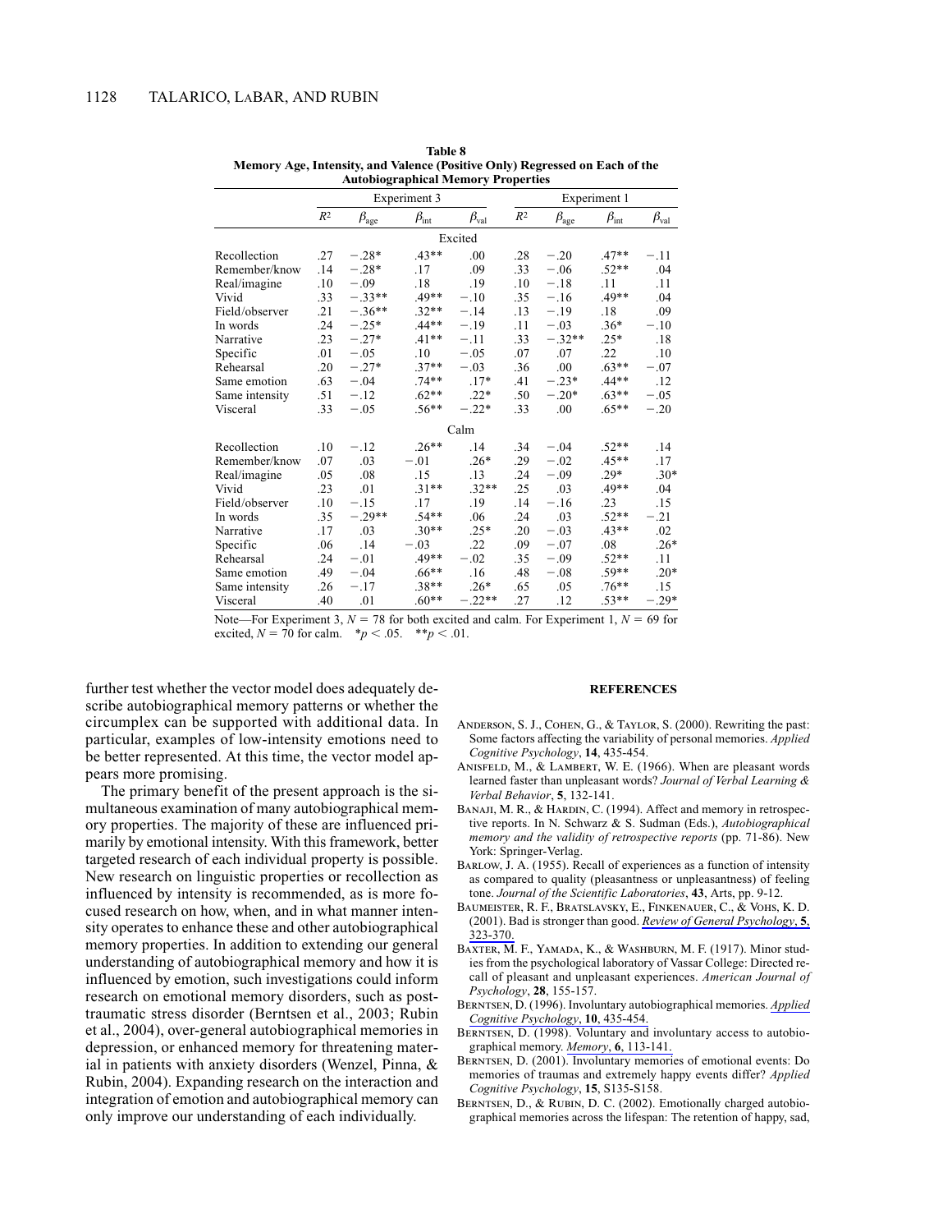**Table 8**
**Memory Age, Intensity, and Valence (Positive Only) Regressed on Each of the Autobiographical Memory Properties**

| | Experiment 3 | | | | Experiment 1 | | | |
|---|---|---|---|---|---|---|---|---|
| | $R^2$ | $\beta_{age}$ | $\beta_{int}$ | $\beta_{val}$ | $R^2$ | $\beta_{age}$ | $\beta_{int}$ | $\beta_{val}$ |
| **Excited** | | | | | | | | |
| Recollection | .27 | −.28* | .43** | .00 | .28 | −.20 | .47** | −.11 |
| Remember/know | .14 | −.28* | .17 | .09 | .33 | −.06 | .52** | .04 |
| Real/imagine | .10 | −.09 | .18 | .19 | .10 | −.18 | .11 | .11 |
| Vivid | .33 | −.33** | .49** | −.10 | .35 | −.16 | .49** | .04 |
| Field/observer | .21 | −.36** | .32** | −.14 | .13 | −.19 | .18 | .09 |
| In words | .24 | −.25* | .44** | −.19 | .11 | −.03 | .36* | −.10 |
| Narrative | .23 | −.27* | .41** | −.11 | .33 | −.32** | .25* | .18 |
| Specific | .01 | −.05 | .10 | −.05 | .07 | .07 | .22 | .10 |
| Rehearsal | .20 | −.27* | .37** | −.03 | .36 | .00 | .63** | −.07 |
| Same emotion | .63 | −.04 | .74** | .17* | .41 | −.23* | .44** | .12 |
| Same intensity | .51 | −.12 | .62** | .22* | .50 | −.20* | .63** | −.05 |
| Visceral | .33 | −.05 | .56** | −.22* | .33 | .00 | .65** | −.20 |
| **Calm** | | | | | | | | |
| Recollection | .10 | −.12 | .26** | .14 | .34 | −.04 | .52** | .14 |
| Remember/know | .07 | .03 | −.01 | .26* | .29 | −.02 | .45** | .17 |
| Real/imagine | .05 | .08 | .15 | .13 | .24 | −.09 | .29* | .30* |
| Vivid | .23 | .01 | .31** | .32** | .25 | .03 | .49** | .04 |
| Field/observer | .10 | −.15 | .17 | .19 | .14 | −.16 | .23 | .15 |
| In words | .35 | −.29** | .54** | .06 | .24 | .03 | .52** | −.21 |
| Narrative | .17 | .03 | .30** | .25* | .20 | −.03 | .43** | .02 |
| Specific | .06 | .14 | −.03 | .22 | .09 | −.07 | .08 | .26* |
| Rehearsal | .24 | −.01 | .49** | −.02 | .35 | −.09 | .52** | .11 |
| Same emotion | .49 | −.04 | .66** | .16 | .48 | −.08 | .59** | .20* |
| Same intensity | .26 | −.17 | .38** | .26* | .65 | .05 | .76** | .15 |
| Visceral | .40 | .01 | .60** | −.22** | .27 | .12 | .53** | −.29* |

Note—For Experiment 3, $N = 78$ for both excited and calm. For Experiment 1, $N = 69$ for excited, $N = 70$ for calm. *$p < .05$. **$p < .01$.

further test whether the vector model does adequately describe autobiographical memory patterns or whether the circumplex can be supported with additional data. In particular, examples of low-intensity emotions need to be better represented. At this time, the vector model appears more promising.

The primary benefit of the present approach is the simultaneous examination of many autobiographical memory properties. The majority of these are influenced primarily by emotional intensity. With this framework, better targeted research of each individual property is possible. New research on linguistic properties or recollection as influenced by intensity is recommended, as is more focused research on how, when, and in what manner intensity operates to enhance these and other autobiographical memory properties. In addition to extending our general understanding of autobiographical memory and how it is influenced by emotion, such investigations could inform research on emotional memory disorders, such as post-traumatic stress disorder (Berntsen et al., 2003; Rubin et al., 2004), over-general autobiographical memories in depression, or enhanced memory for threatening material in patients with anxiety disorders (Wenzel, Pinna, & Rubin, 2004). Expanding research on the interaction and integration of emotion and autobiographical memory can only improve our understanding of each individually.

## REFERENCES

Anderson, S. J., Cohen, G., & Taylor, S. (2000). Rewriting the past: Some factors affecting the variability of personal memories. *Applied Cognitive Psychology*, **14**, 435-454.

Anisfeld, M., & Lambert, W. E. (1966). When are pleasant words learned faster than unpleasant words? *Journal of Verbal Learning & Verbal Behavior*, **5**, 132-141.

Banaji, M. R., & Hardin, C. (1994). Affect and memory in retrospective reports. In N. Schwarz & S. Sudman (Eds.), *Autobiographical memory and the validity of retrospective reports* (pp. 71-86). New York: Springer-Verlag.

Barlow, J. A. (1955). Recall of experiences as a function of intensity as compared to quality (pleasantness or unpleasantness) of feeling tone. *Journal of the Scientific Laboratories*, **43**, Arts, pp. 9-12.

Baumeister, R. F., Bratslavsky, E., Finkenauer, C., & Vohs, K. D. (2001). Bad is stronger than good. *Review of General Psychology*, **5**, 323-370.

Baxter, M. F., Yamada, K., & Washburn, M. F. (1917). Minor studies from the psychological laboratory of Vassar College: Directed recall of pleasant and unpleasant experiences. *American Journal of Psychology*, **28**, 155-157.

Berntsen, D. (1996). Involuntary autobiographical memories. *Applied Cognitive Psychology*, **10**, 435-454.

Berntsen, D. (1998). Voluntary and involuntary access to autobiographical memory. *Memory*, **6**, 113-141.

Berntsen, D. (2001). Involuntary memories of emotional events: Do memories of traumas and extremely happy events differ? *Applied Cognitive Psychology*, **15**, S135-S158.

Berntsen, D., & Rubin, D. C. (2002). Emotionally charged autobiographical memories across the lifespan: The retention of happy, sad,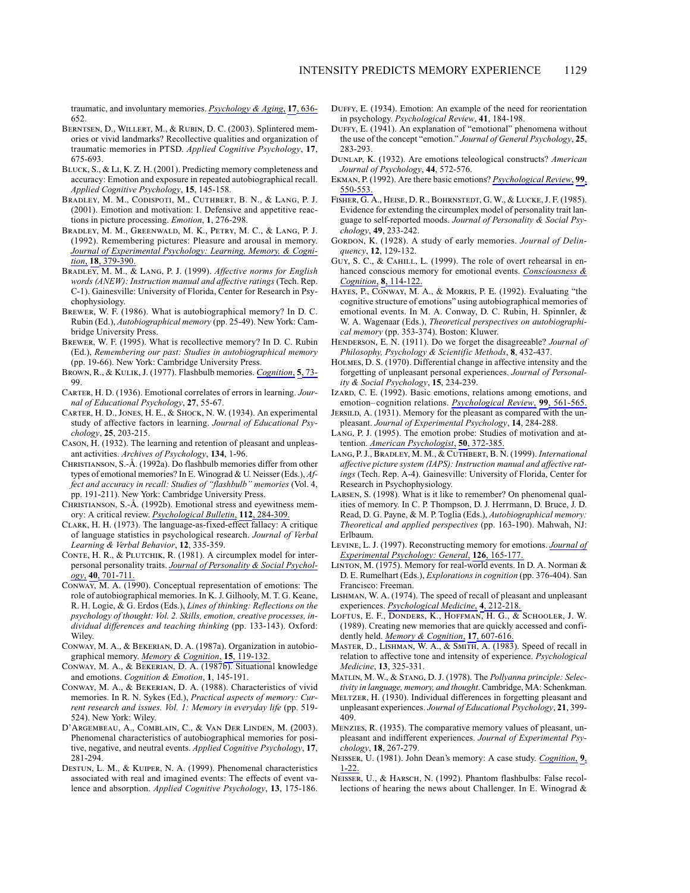traumatic, and involuntary memories. *Psychology & Aging*, **17**, 636-652.

Berntsen, D., Willert, M., & Rubin, D. C. (2003). Splintered memories or vivid landmarks? Recollective qualities and organization of traumatic memories in PTSD. *Applied Cognitive Psychology*, **17**, 675-693.

Bluck, S., & Li, K. Z. H. (2001). Predicting memory completeness and accuracy: Emotion and exposure in repeated autobiographical recall. *Applied Cognitive Psychology*, **15**, 145-158.

Bradley, M. M., Codispoti, M., Cuthbert, B. N., & Lang, P. J. (2001). Emotion and motivation: I. Defensive and appetitive reactions in picture processing. *Emotion*, **1**, 276-298.

Bradley, M. M., Greenwald, M. K., Petry, M. C., & Lang, P. J. (1992). Remembering pictures: Pleasure and arousal in memory. *Journal of Experimental Psychology: Learning, Memory, & Cognition*, **18**, 379-390.

Bradley, M. M., & Lang, P. J. (1999). *Affective norms for English words (ANEW): Instruction manual and affective ratings* (Tech. Rep. C-1). Gainesville: University of Florida, Center for Research in Psychophysiology.

Brewer, W. F. (1986). What is autobiographical memory? In D. C. Rubin (Ed.), *Autobiographical memory* (pp. 25-49). New York: Cambridge University Press.

Brewer, W. F. (1995). What is recollective memory? In D. C. Rubin (Ed.), *Remembering our past: Studies in autobiographical memory* (pp. 19-66). New York: Cambridge University Press.

Brown, R., & Kulik, J. (1977). Flashbulb memories. *Cognition*, **5**, 73-99.

Carter, H. D. (1936). Emotional correlates of errors in learning. *Journal of Educational Psychology*, **27**, 55-67.

Carter, H. D., Jones, H. E., & Shock, N. W. (1934). An experimental study of affective factors in learning. *Journal of Educational Psychology*, **25**, 203-215.

Cason, H. (1932). The learning and retention of pleasant and unpleasant activities. *Archives of Psychology*, **134**, 1-96.

Christianson, S.-Å. (1992a). Do flashbulb memories differ from other types of emotional memories? In E. Winograd & U. Neisser (Eds.), *Affect and accuracy in recall: Studies of "flashbulb" memories* (Vol. 4, pp. 191-211). New York: Cambridge University Press.

Christianson, S.-Å. (1992b). Emotional stress and eyewitness memory: A critical review. *Psychological Bulletin*, **112**, 284-309.

Clark, H. H. (1973). The language-as-fixed-effect fallacy: A critique of language statistics in psychological research. *Journal of Verbal Learning & Verbal Behavior*, **12**, 335-359.

Conte, H. R., & Plutchik, R. (1981). A circumplex model for interpersonal personality traits. *Journal of Personality & Social Psychology*, **40**, 701-711.

Conway, M. A. (1990). Conceptual representation of emotions: The role of autobiographical memories. In K. J. Gilhooly, M. T. G. Keane, R. H. Logie, & G. Erdos (Eds.), *Lines of thinking: Reflections on the psychology of thought: Vol. 2. Skills, emotion, creative processes, individual differences and teaching thinking* (pp. 133-143). Oxford: Wiley.

Conway, M. A., & Bekerian, D. A. (1987a). Organization in autobiographical memory. *Memory & Cognition*, **15**, 119-132.

Conway, M. A., & Bekerian, D. A. (1987b). Situational knowledge and emotions. *Cognition & Emotion*, **1**, 145-191.

Conway, M. A., & Bekerian, D. A. (1988). Characteristics of vivid memories. In R. N. Sykes (Ed.), *Practical aspects of memory: Current research and issues. Vol. 1: Memory in everyday life* (pp. 519-524). New York: Wiley.

D'Argembeau, A., Comblain, C., & Van der Linden, M. (2003). Phenomenal characteristics of autobiographical memories for positive, negative, and neutral events. *Applied Cognitive Psychology*, **17**, 281-294.

Destun, L. M., & Kuiper, N. A. (1999). Phenomenal characteristics associated with real and imagined events: The effects of event valence and absorption. *Applied Cognitive Psychology*, **13**, 175-186.

Duffy, E. (1934). Emotion: An example of the need for reorientation in psychology. *Psychological Review*, **41**, 184-198.

Duffy, E. (1941). An explanation of "emotional" phenomena without the use of the concept "emotion." *Journal of General Psychology*, **25**, 283-293.

Dunlap, K. (1932). Are emotions teleological constructs? *American Journal of Psychology*, **44**, 572-576.

Ekman, P. (1992). Are there basic emotions? *Psychological Review*, **99**, 550-553.

Fisher, G. A., Heise, D. R., Bohrnstedt, G. W., & Lucke, J. F. (1985). Evidence for extending the circumplex model of personality trait language to self-reported moods. *Journal of Personality & Social Psychology*, **49**, 233-242.

Gordon, K. (1928). A study of early memories. *Journal of Delinquency*, **12**, 129-132.

Guy, S. C., & Cahill, L. (1999). The role of overt rehearsal in enhanced conscious memory for emotional events. *Consciousness & Cognition*, **8**, 114-122.

Hayes, P., Conway, M. A., & Morris, P. E. (1992). Evaluating "the cognitive structure of emotions" using autobiographical memories of emotional events. In M. A. Conway, D. C. Rubin, H. Spinnler, & W. A. Wagenaar (Eds.), *Theoretical perspectives on autobiographical memory* (pp. 353-374). Boston: Kluwer.

Henderson, E. N. (1911). Do we forget the disagreeable? *Journal of Philosophy, Psychology & Scientific Methods*, **8**, 432-437.

Holmes, D. S. (1970). Differential change in affective intensity and the forgetting of unpleasant personal experiences. *Journal of Personality & Social Psychology*, **15**, 234-239.

Izard, C. E. (1992). Basic emotions, relations among emotions, and emotion–cognition relations. *Psychological Review*, **99**, 561-565.

Jersild, A. (1931). Memory for the pleasant as compared with the unpleasant. *Journal of Experimental Psychology*, **14**, 284-288.

Lang, P. J. (1995). The emotion probe: Studies of motivation and attention. *American Psychologist*, **50**, 372-385.

Lang, P. J., Bradley, M. M., & Cuthbert, B. N. (1999). *International affective picture system (IAPS): Instruction manual and affective ratings* (Tech. Rep. A-4). Gainesville: University of Florida, Center for Research in Psychophysiology.

Larsen, S. (1998). What is it like to remember? On phenomenal qualities of memory. In C. P. Thompson, D. J. Herrmann, D. Bruce, J. D. Read, D. G. Payne, & M. P. Toglia (Eds.), *Autobiographical memory: Theoretical and applied perspectives* (pp. 163-190). Mahwah, NJ: Erlbaum.

Levine, L. J. (1997). Reconstructing memory for emotions. *Journal of Experimental Psychology: General*, **126**, 165-177.

Linton, M. (1975). Memory for real-world events. In D. A. Norman & D. E. Rumelhart (Eds.), *Explorations in cognition* (pp. 376-404). San Francisco: Freeman.

Lishman, W. A. (1974). The speed of recall of pleasant and unpleasant experiences. *Psychological Medicine*, **4**, 212-218.

Loftus, E. F., Donders, K., Hoffman, H. G., & Schooler, J. W. (1989). Creating new memories that are quickly accessed and confidently held. *Memory & Cognition*, **17**, 607-616.

Master, D., Lishman, W. A., & Smith, A. (1983). Speed of recall in relation to affective tone and intensity of experience. *Psychological Medicine*, **13**, 325-331.

Matlin, M. W., & Stang, D. J. (1978). *The Pollyanna principle: Selectivity in language, memory, and thought*. Cambridge, MA: Schenkman.

Meltzer, H. (1930). Individual differences in forgetting pleasant and unpleasant experiences. *Journal of Educational Psychology*, **21**, 399-409.

Menzies, R. (1935). The comparative memory values of pleasant, unpleasant and indifferent experiences. *Journal of Experimental Psychology*, **18**, 267-279.

Neisser, U. (1981). John Dean's memory: A case study. *Cognition*, **9**, 1-22.

Neisser, U., & Harsch, N. (1992). Phantom flashbulbs: False recollections of hearing the news about Challenger. In E. Winograd &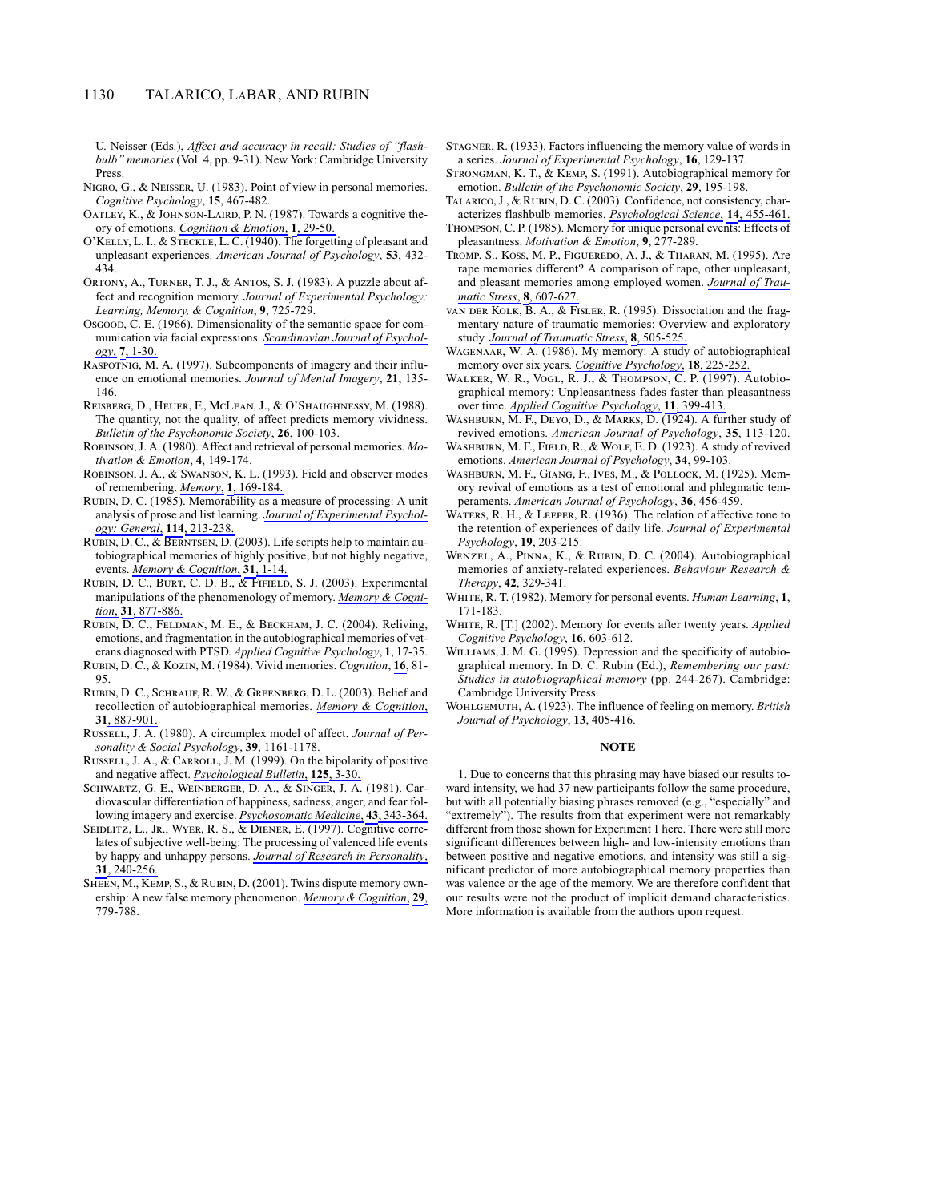U. Neisser (Eds.), *Affect and accuracy in recall: Studies of "flashbulb" memories* (Vol. 4, pp. 9-31). New York: Cambridge University Press.

Nigro, G., & Neisser, U. (1983). Point of view in personal memories. *Cognitive Psychology*, **15**, 467-482.

Oatley, K., & Johnson-Laird, P. N. (1987). Towards a cognitive theory of emotions. *Cognition & Emotion*, **1**, 29-50.

O'Kelly, L. I., & Steckle, L. C. (1940). The forgetting of pleasant and unpleasant experiences. *American Journal of Psychology*, **53**, 432-434.

Ortony, A., Turner, T. J., & Antos, S. J. (1983). A puzzle about affect and recognition memory. *Journal of Experimental Psychology: Learning, Memory, & Cognition*, **9**, 725-729.

Osgood, C. E. (1966). Dimensionality of the semantic space for communication via facial expressions. *Scandinavian Journal of Psychology*, **7**, 1-30.

Raspotnig, M. A. (1997). Subcomponents of imagery and their influence on emotional memories. *Journal of Mental Imagery*, **21**, 135-146.

Reisberg, D., Heuer, F., McLean, J., & O'Shaughnessy, M. (1988). The quantity, not the quality, of affect predicts memory vividness. *Bulletin of the Psychonomic Society*, **26**, 100-103.

Robinson, J. A. (1980). Affect and retrieval of personal memories. *Motivation & Emotion*, **4**, 149-174.

Robinson, J. A., & Swanson, K. L. (1993). Field and observer modes of remembering. *Memory*, **1**, 169-184.

Rubin, D. C. (1985). Memorability as a measure of processing: A unit analysis of prose and list learning. *Journal of Experimental Psychology: General*, **114**, 213-238.

Rubin, D. C., & Berntsen, D. (2003). Life scripts help to maintain autobiographical memories of highly positive, but not highly negative, events. *Memory & Cognition*, **31**, 1-14.

Rubin, D. C., Burt, C. D. B., & Fifield, S. J. (2003). Experimental manipulations of the phenomenology of memory. *Memory & Cognition*, **31**, 877-886.

Rubin, D. C., Feldman, M. E., & Beckham, J. C. (2004). Reliving, emotions, and fragmentation in the autobiographical memories of veterans diagnosed with PTSD. *Applied Cognitive Psychology*, **1**, 17-35.

Rubin, D. C., & Kozin, M. (1984). Vivid memories. *Cognition*, **16**, 81-95.

Rubin, D. C., Schrauf, R. W., & Greenberg, D. L. (2003). Belief and recollection of autobiographical memories. *Memory & Cognition*, **31**, 887-901.

Russell, J. A. (1980). A circumplex model of affect. *Journal of Personality & Social Psychology*, **39**, 1161-1178.

Russell, J. A., & Carroll, J. M. (1999). On the bipolarity of positive and negative affect. *Psychological Bulletin*, **125**, 3-30.

Schwartz, G. E., Weinberger, D. A., & Singer, J. A. (1981). Cardiovascular differentiation of happiness, sadness, anger, and fear following imagery and exercise. *Psychosomatic Medicine*, **43**, 343-364.

Seidlitz, L., Jr., Wyer, R. S., & Diener, E. (1997). Cognitive correlates of subjective well-being: The processing of valenced life events by happy and unhappy persons. *Journal of Research in Personality*, **31**, 240-256.

Sheen, M., Kemp, S., & Rubin, D. (2001). Twins dispute memory ownership: A new false memory phenomenon. *Memory & Cognition*, **29**, 779-788.

Stagner, R. (1933). Factors influencing the memory value of words in a series. *Journal of Experimental Psychology*, **16**, 129-137.

Strongman, K. T., & Kemp, S. (1991). Autobiographical memory for emotion. *Bulletin of the Psychonomic Society*, **29**, 195-198.

Talarico, J., & Rubin, D. C. (2003). Confidence, not consistency, characterizes flashbulb memories. *Psychological Science*, **14**, 455-461.

Thompson, C. P. (1985). Memory for unique personal events: Effects of pleasantness. *Motivation & Emotion*, **9**, 277-289.

Tromp, S., Koss, M. P., Figueredo, A. J., & Tharan, M. (1995). Are rape memories different? A comparison of rape, other unpleasant, and pleasant memories among employed women. *Journal of Traumatic Stress*, **8**, 607-627.

van der Kolk, B. A., & Fisler, R. (1995). Dissociation and the fragmentary nature of traumatic memories: Overview and exploratory study. *Journal of Traumatic Stress*, **8**, 505-525.

Wagenaar, W. A. (1986). My memory: A study of autobiographical memory over six years. *Cognitive Psychology*, **18**, 225-252.

Walker, W. R., Vogl, R. J., & Thompson, C. P. (1997). Autobiographical memory: Unpleasantness fades faster than pleasantness over time. *Applied Cognitive Psychology*, **11**, 399-413.

Washburn, M. F., Deyo, D., & Marks, D. (1924). A further study of revived emotions. *American Journal of Psychology*, **35**, 113-120.

Washburn, M. F., Field, R., & Wolf, E. D. (1923). A study of revived emotions. *American Journal of Psychology*, **34**, 99-103.

Washburn, M. F., Giang, F., Ives, M., & Pollock, M. (1925). Memory revival of emotions as a test of emotional and phlegmatic temperaments. *American Journal of Psychology*, **36**, 456-459.

Waters, R. H., & Leeper, R. (1936). The relation of affective tone to the retention of experiences of daily life. *Journal of Experimental Psychology*, **19**, 203-215.

Wenzel, A., Pinna, K., & Rubin, D. C. (2004). Autobiographical memories of anxiety-related experiences. *Behaviour Research & Therapy*, **42**, 329-341.

White, R. T. (1982). Memory for personal events. *Human Learning*, **1**, 171-183.

White, R. [T.] (2002). Memory for events after twenty years. *Applied Cognitive Psychology*, **16**, 603-612.

Williams, J. M. G. (1995). Depression and the specificity of autobiographical memory. In D. C. Rubin (Ed.), *Remembering our past: Studies in autobiographical memory* (pp. 244-267). Cambridge: Cambridge University Press.

Wohlgemuth, A. (1923). The influence of feeling on memory. *British Journal of Psychology*, **13**, 405-416.

## NOTE

1. Due to concerns that this phrasing may have biased our results toward intensity, we had 37 new participants follow the same procedure, but with all potentially biasing phrases removed (e.g., "especially" and "extremely"). The results from that experiment were not remarkably different from those shown for Experiment 1 here. There were still more significant differences between high- and low-intensity emotions than between positive and negative emotions, and intensity was still a significant predictor of more autobiographical memory properties than was valence or the age of the memory. We are therefore confident that our results were not the product of implicit demand characteristics. More information is available from the authors upon request.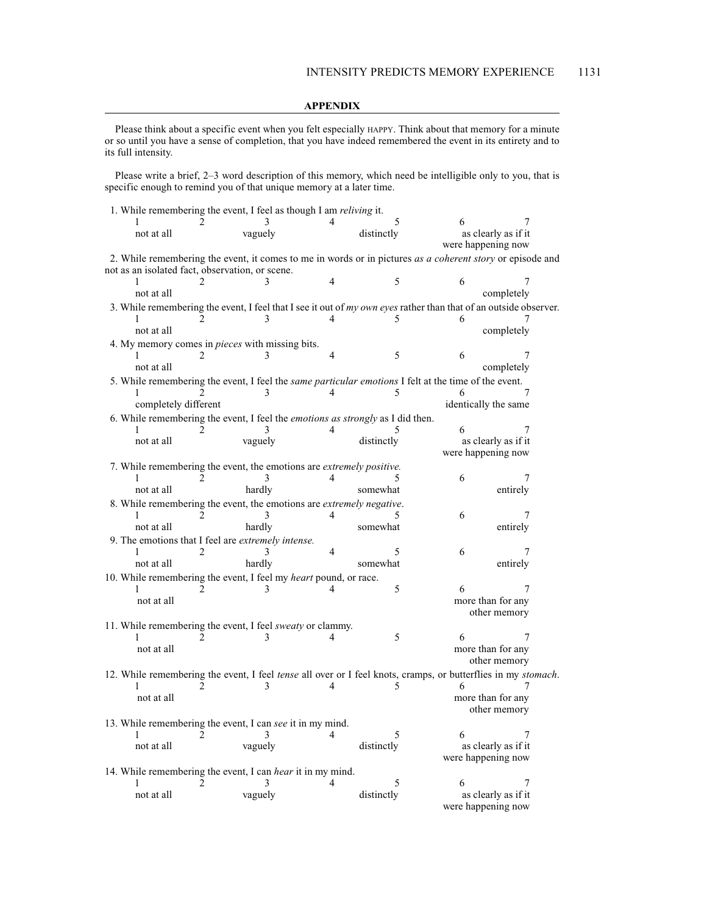## APPENDIX

Please think about a specific event when you felt especially HAPPY. Think about that memory for a minute or so until you have a sense of completion, that you have indeed remembered the event in its entirety and to its full intensity.

Please write a brief, 2–3 word description of this memory, which need be intelligible only to you, that is specific enough to remind you of that unique memory at a later time.

1. While remembering the event, I feel as though I am *reliving* it.

| 1 | 2 | 3 | 4 | 5 | 6 | 7 |
|---|---|---|---|---|---|---|
| not at all | | vaguely | | distinctly | | as clearly as if it were happening now |

2. While remembering the event, it comes to me in words or in pictures *as a coherent story* or episode and not as an isolated fact, observation, or scene.

| 1 | 2 | 3 | 4 | 5 | 6 | 7 |
|---|---|---|---|---|---|---|
| not at all | | | | | | completely |

3. While remembering the event, I feel that I see it out of *my own eyes* rather than that of an outside observer.

| 1 | 2 | 3 | 4 | 5 | 6 | 7 |
|---|---|---|---|---|---|---|
| not at all | | | | | | completely |

4. My memory comes in *pieces* with missing bits.

| 1 | 2 | 3 | 4 | 5 | 6 | 7 |
|---|---|---|---|---|---|---|
| not at all | | | | | | completely |

5. While remembering the event, I feel the *same particular emotions* I felt at the time of the event.

| 1 | 2 | 3 | 4 | 5 | 6 | 7 |
|---|---|---|---|---|---|---|
| completely different | | | | | | identically the same |

6. While remembering the event, I feel the *emotions as strongly* as I did then.

| 1 | 2 | 3 | 4 | 5 | 6 | 7 |
|---|---|---|---|---|---|---|
| not at all | | vaguely | | distinctly | | as clearly as if it were happening now |

7. While remembering the event, the emotions are *extremely positive.*

| 1 | 2 | 3 | 4 | 5 | 6 | 7 |
|---|---|---|---|---|---|---|
| not at all | | hardly | | somewhat | | entirely |

8. While remembering the event, the emotions are *extremely negative*.

| 1 | 2 | 3 | 4 | 5 | 6 | 7 |
|---|---|---|---|---|---|---|
| not at all | | hardly | | somewhat | | entirely |

9. The emotions that I feel are *extremely intense.*

| 1 | 2 | 3 | 4 | 5 | 6 | 7 |
|---|---|---|---|---|---|---|
| not at all | | hardly | | somewhat | | entirely |

10. While remembering the event, I feel my *heart* pound, or race.

| 1 | 2 | 3 | 4 | 5 | 6 | 7 |
|---|---|---|---|---|---|---|
| not at all | | | | | | more than for any other memory |

11. While remembering the event, I feel *sweaty* or clammy.

| 1 | 2 | 3 | 4 | 5 | 6 | 7 |
|---|---|---|---|---|---|---|
| not at all | | | | | | more than for any other memory |

12. While remembering the event, I feel *tense* all over or I feel knots, cramps, or butterflies in my *stomach*.

| 1 | 2 | 3 | 4 | 5 | 6 | 7 |
|---|---|---|---|---|---|---|
| not at all | | | | | | more than for any other memory |

13. While remembering the event, I can *see* it in my mind.

| 1 | 2 | 3 | 4 | 5 | 6 | 7 |
|---|---|---|---|---|---|---|
| not at all | | vaguely | | distinctly | | as clearly as if it were happening now |

14. While remembering the event, I can *hear* it in my mind.

| 1 | 2 | 3 | 4 | 5 | 6 | 7 |
|---|---|---|---|---|---|---|
| not at all | | vaguely | | distinctly | | as clearly as if it were happening now |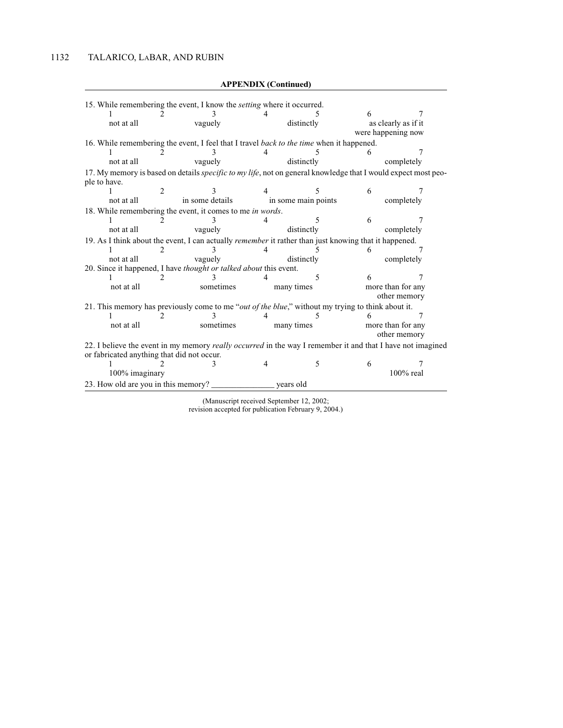**APPENDIX (Continued)**

15. While remembering the event, I know the *setting* where it occurred.

| 1 | 2 | 3 | 4 | 5 | 6 | 7 |
|---|---|---|---|---|---|---|
| not at all | | vaguely | | distinctly | | as clearly as if it were happening now |

16. While remembering the event, I feel that I travel *back to the time* when it happened.

| 1 | 2 | 3 | 4 | 5 | 6 | 7 |
|---|---|---|---|---|---|---|
| not at all | | vaguely | | distinctly | | completely |

17. My memory is based on details *specific to my life*, not on general knowledge that I would expect most people to have.

| 1 | 2 | 3 | 4 | 5 | 6 | 7 |
|---|---|---|---|---|---|---|
| not at all | | in some details | | in some main points | | completely |

18. While remembering the event, it comes to me *in words*.

| 1 | 2 | 3 | 4 | 5 | 6 | 7 |
|---|---|---|---|---|---|---|
| not at all | | vaguely | | distinctly | | completely |

19. As I think about the event, I can actually *remember* it rather than just knowing that it happened.

| 1 | 2 | 3 | 4 | 5 | 6 | 7 |
|---|---|---|---|---|---|---|
| not at all | | vaguely | | distinctly | | completely |

20. Since it happened, I have *thought or talked about* this event.

| 1 | 2 | 3 | 4 | 5 | 6 | 7 |
|---|---|---|---|---|---|---|
| not at all | | sometimes | | many times | | more than for any other memory |

21. This memory has previously come to me "*out of the blue*," without my trying to think about it.

| 1 | 2 | 3 | 4 | 5 | 6 | 7 |
|---|---|---|---|---|---|---|
| not at all | | sometimes | | many times | | more than for any other memory |

22. I believe the event in my memory *really occurred* in the way I remember it and that I have not imagined or fabricated anything that did not occur.

| 1 | 2 | 3 | 4 | 5 | 6 | 7 |
|---|---|---|---|---|---|---|
| 100% imaginary | | | | | | 100% real |

23. How old are you in this memory? _______________ years old

(Manuscript received September 12, 2002;
revision accepted for publication February 9, 2004.)